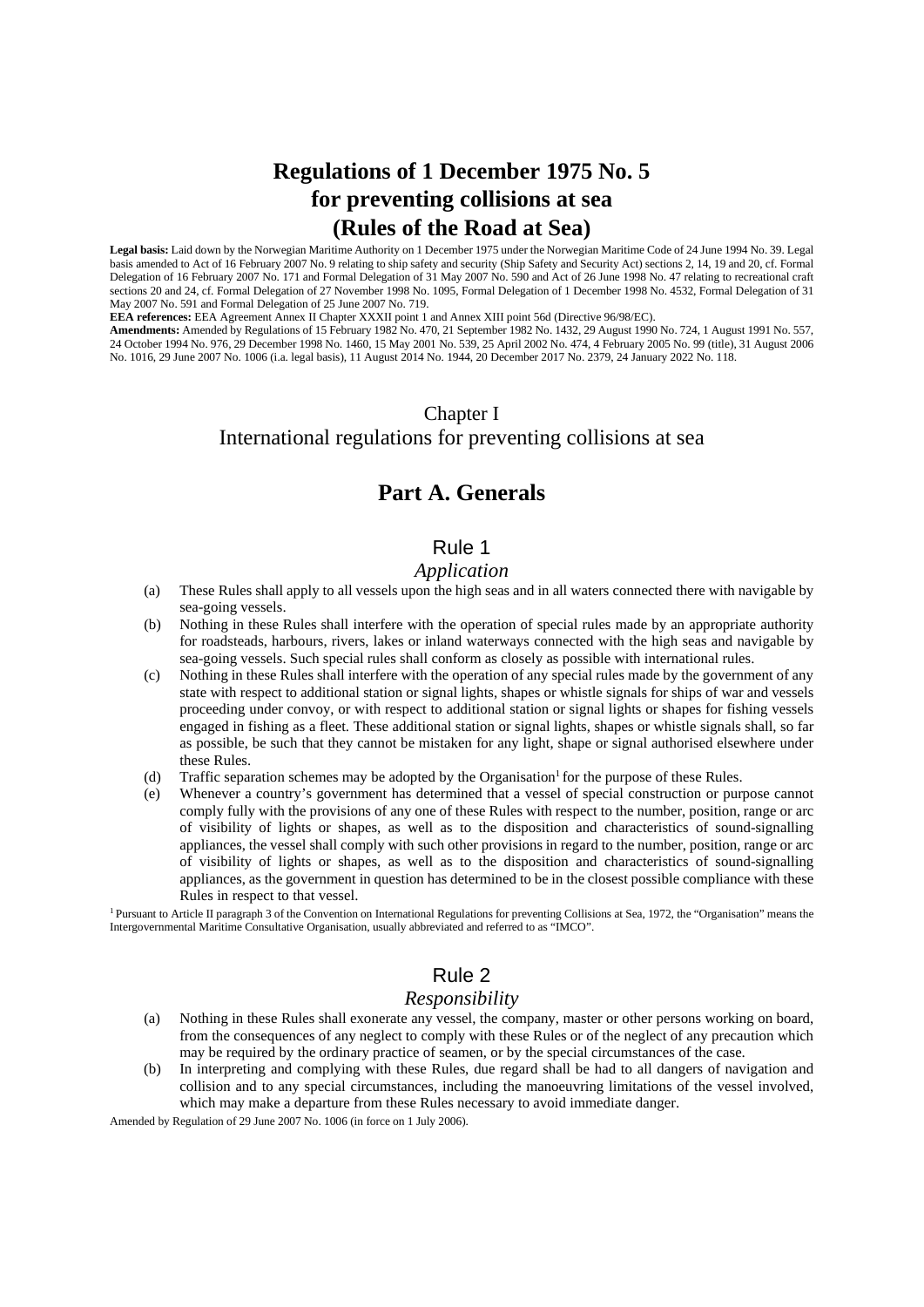# Regulations of 1 December 1975 No. 5 for preventing collisions at sea (Rules of the Road at Sea)

**Legal basis:** Laid down by the Norwegian Maritime Authority on 1 December 1975 under the Norwegian Maritime Code of 24 June 1994 No. 39. Legal basis amended to Act of 16 February 2007 No. 9 relating to ship safety and security (Ship Safety and Security Act) sections 2, 14, 19 and 20, cf. Formal Delegation of 16 February 2007 No. 171 and Formal Delegation of 31 May 2007 No. 590 and Act of 26 June 1998 No. 47 relating to recreational craft sections 20 and 24, cf. Formal Delegation of 27 November 1998 No. 1095, Formal Delegation of 1 December 1998 No. 4532, Formal Delegation of 31 May 2007 No. 591 and Formal Delegation of 25 June 2007 No. 719.

**EEA references:** EEA Agreement Annex II Chapter XXXII point 1 and Annex XIII point 56d (Directive 96/98/EC).

**Amendments:** Amended by Regulations of 15 February 1982 No. 470, 21 September 1982 No. 1432, 29 August 1990 No. 724, 1 August 1991 No. 557, 24 October 1994 No. 976, 29 December 1998 No. 1460, 15 May 2001 No. 539, 25 April 2002 No. 474, 4 February 2005 No. 99 (title), 31 August 2006 No. 1016, 29 June 2007 No. 1006 (i.a. legal basis), 11 August 2014 No. 1944, 20 December 2017 No. 2379, 24 January 2022 No. 118.

## Chapter I
## International regulations for preventing collisions at sea

## Part A. Generals

### Rule 1
*Application*

(a) These Rules shall apply to all vessels upon the high seas and in all waters connected there with navigable by sea-going vessels.

(b) Nothing in these Rules shall interfere with the operation of special rules made by an appropriate authority for roadsteads, harbours, rivers, lakes or inland waterways connected with the high seas and navigable by sea-going vessels. Such special rules shall conform as closely as possible with international rules.

(c) Nothing in these Rules shall interfere with the operation of any special rules made by the government of any state with respect to additional station or signal lights, shapes or whistle signals for ships of war and vessels proceeding under convoy, or with respect to additional station or signal lights or shapes for fishing vessels engaged in fishing as a fleet. These additional station or signal lights, shapes or whistle signals shall, so far as possible, be such that they cannot be mistaken for any light, shape or signal authorised elsewhere under these Rules.

(d) Traffic separation schemes may be adopted by the Organisation[1] for the purpose of these Rules.

(e) Whenever a country's government has determined that a vessel of special construction or purpose cannot comply fully with the provisions of any one of these Rules with respect to the number, position, range or arc of visibility of lights or shapes, as well as to the disposition and characteristics of sound-signalling appliances, the vessel shall comply with such other provisions in regard to the number, position, range or arc of visibility of lights or shapes, as well as to the disposition and characteristics of sound-signalling appliances, as the government in question has determined to be in the closest possible compliance with these Rules in respect to that vessel.

[1] Pursuant to Article II paragraph 3 of the Convention on International Regulations for preventing Collisions at Sea, 1972, the "Organisation" means the Intergovernmental Maritime Consultative Organisation, usually abbreviated and referred to as "IMCO".

### Rule 2
*Responsibility*

(a) Nothing in these Rules shall exonerate any vessel, the company, master or other persons working on board, from the consequences of any neglect to comply with these Rules or of the neglect of any precaution which may be required by the ordinary practice of seamen, or by the special circumstances of the case.

(b) In interpreting and complying with these Rules, due regard shall be had to all dangers of navigation and collision and to any special circumstances, including the manoeuvring limitations of the vessel involved, which may make a departure from these Rules necessary to avoid immediate danger.

Amended by Regulation of 29 June 2007 No. 1006 (in force on 1 July 2006).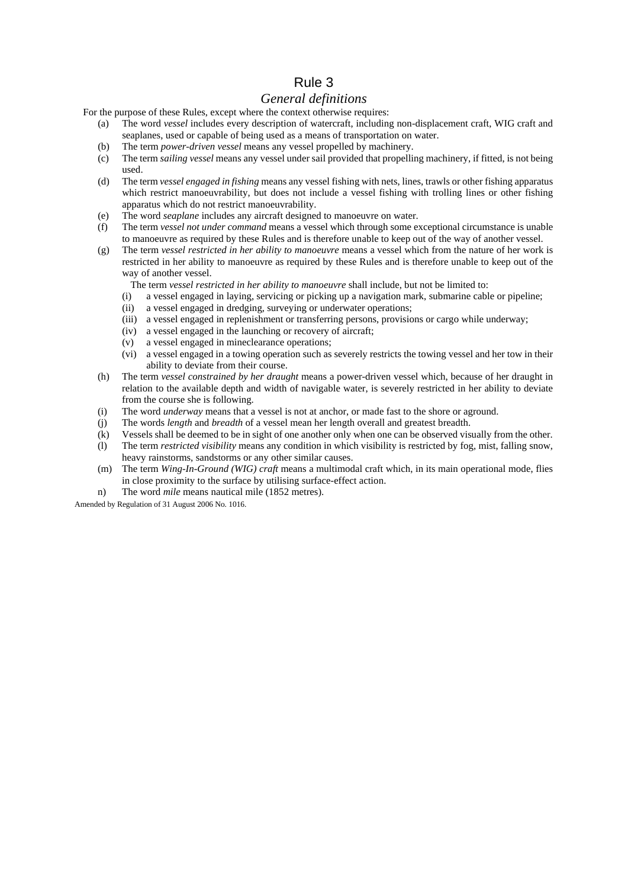# Rule 3

## *General definitions*

For the purpose of these Rules, except where the context otherwise requires:

(a) The word *vessel* includes every description of watercraft, including non-displacement craft, WIG craft and seaplanes, used or capable of being used as a means of transportation on water.

(b) The term *power-driven vessel* means any vessel propelled by machinery.

(c) The term *sailing vessel* means any vessel under sail provided that propelling machinery, if fitted, is not being used.

(d) The term *vessel engaged in fishing* means any vessel fishing with nets, lines, trawls or other fishing apparatus which restrict manoeuvrability, but does not include a vessel fishing with trolling lines or other fishing apparatus which do not restrict manoeuvrability.

(e) The word *seaplane* includes any aircraft designed to manoeuvre on water.

(f) The term *vessel not under command* means a vessel which through some exceptional circumstance is unable to manoeuvre as required by these Rules and is therefore unable to keep out of the way of another vessel.

(g) The term *vessel restricted in her ability to manoeuvre* means a vessel which from the nature of her work is restricted in her ability to manoeuvre as required by these Rules and is therefore unable to keep out of the way of another vessel.

The term *vessel restricted in her ability to manoeuvre* shall include, but not be limited to:

- (i) a vessel engaged in laying, servicing or picking up a navigation mark, submarine cable or pipeline;
- (ii) a vessel engaged in dredging, surveying or underwater operations;
- (iii) a vessel engaged in replenishment or transferring persons, provisions or cargo while underway;
- (iv) a vessel engaged in the launching or recovery of aircraft;
- (v) a vessel engaged in mineclearance operations;
- (vi) a vessel engaged in a towing operation such as severely restricts the towing vessel and her tow in their ability to deviate from their course.

(h) The term *vessel constrained by her draught* means a power-driven vessel which, because of her draught in relation to the available depth and width of navigable water, is severely restricted in her ability to deviate from the course she is following.

(i) The word *underway* means that a vessel is not at anchor, or made fast to the shore or aground.

(j) The words *length* and *breadth* of a vessel mean her length overall and greatest breadth.

(k) Vessels shall be deemed to be in sight of one another only when one can be observed visually from the other.

(l) The term *restricted visibility* means any condition in which visibility is restricted by fog, mist, falling snow, heavy rainstorms, sandstorms or any other similar causes.

(m) The term *Wing-In-Ground (WIG) craft* means a multimodal craft which, in its main operational mode, flies in close proximity to the surface by utilising surface-effect action.

n) The word *mile* means nautical mile (1852 metres).

Amended by Regulation of 31 August 2006 No. 1016.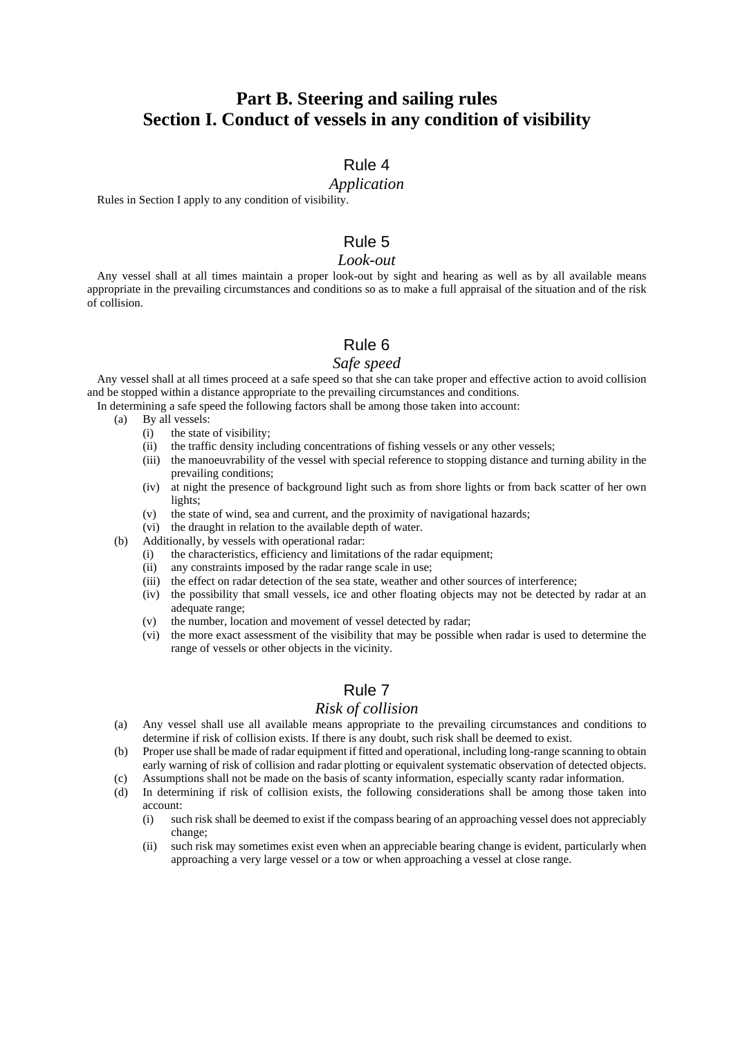# Part B. Steering and sailing rules
# Section I. Conduct of vessels in any condition of visibility

## Rule 4

*Application*

Rules in Section I apply to any condition of visibility.

## Rule 5

*Look-out*

Any vessel shall at all times maintain a proper look-out by sight and hearing as well as by all available means appropriate in the prevailing circumstances and conditions so as to make a full appraisal of the situation and of the risk of collision.

## Rule 6

*Safe speed*

Any vessel shall at all times proceed at a safe speed so that she can take proper and effective action to avoid collision and be stopped within a distance appropriate to the prevailing circumstances and conditions.

In determining a safe speed the following factors shall be among those taken into account:

- (a) By all vessels:
  - (i) the state of visibility;
  - (ii) the traffic density including concentrations of fishing vessels or any other vessels;
  - (iii) the manoeuvrability of the vessel with special reference to stopping distance and turning ability in the prevailing conditions;
  - (iv) at night the presence of background light such as from shore lights or from back scatter of her own lights;
  - (v) the state of wind, sea and current, and the proximity of navigational hazards;
  - (vi) the draught in relation to the available depth of water.
- (b) Additionally, by vessels with operational radar:
  - (i) the characteristics, efficiency and limitations of the radar equipment;
  - (ii) any constraints imposed by the radar range scale in use;
  - (iii) the effect on radar detection of the sea state, weather and other sources of interference;
  - (iv) the possibility that small vessels, ice and other floating objects may not be detected by radar at an adequate range;
  - (v) the number, location and movement of vessel detected by radar;
  - (vi) the more exact assessment of the visibility that may be possible when radar is used to determine the range of vessels or other objects in the vicinity.

## Rule 7

*Risk of collision*

- (a) Any vessel shall use all available means appropriate to the prevailing circumstances and conditions to determine if risk of collision exists. If there is any doubt, such risk shall be deemed to exist.
- (b) Proper use shall be made of radar equipment if fitted and operational, including long-range scanning to obtain early warning of risk of collision and radar plotting or equivalent systematic observation of detected objects.
- (c) Assumptions shall not be made on the basis of scanty information, especially scanty radar information.
- (d) In determining if risk of collision exists, the following considerations shall be among those taken into account:
  - (i) such risk shall be deemed to exist if the compass bearing of an approaching vessel does not appreciably change;
  - (ii) such risk may sometimes exist even when an appreciable bearing change is evident, particularly when approaching a very large vessel or a tow or when approaching a vessel at close range.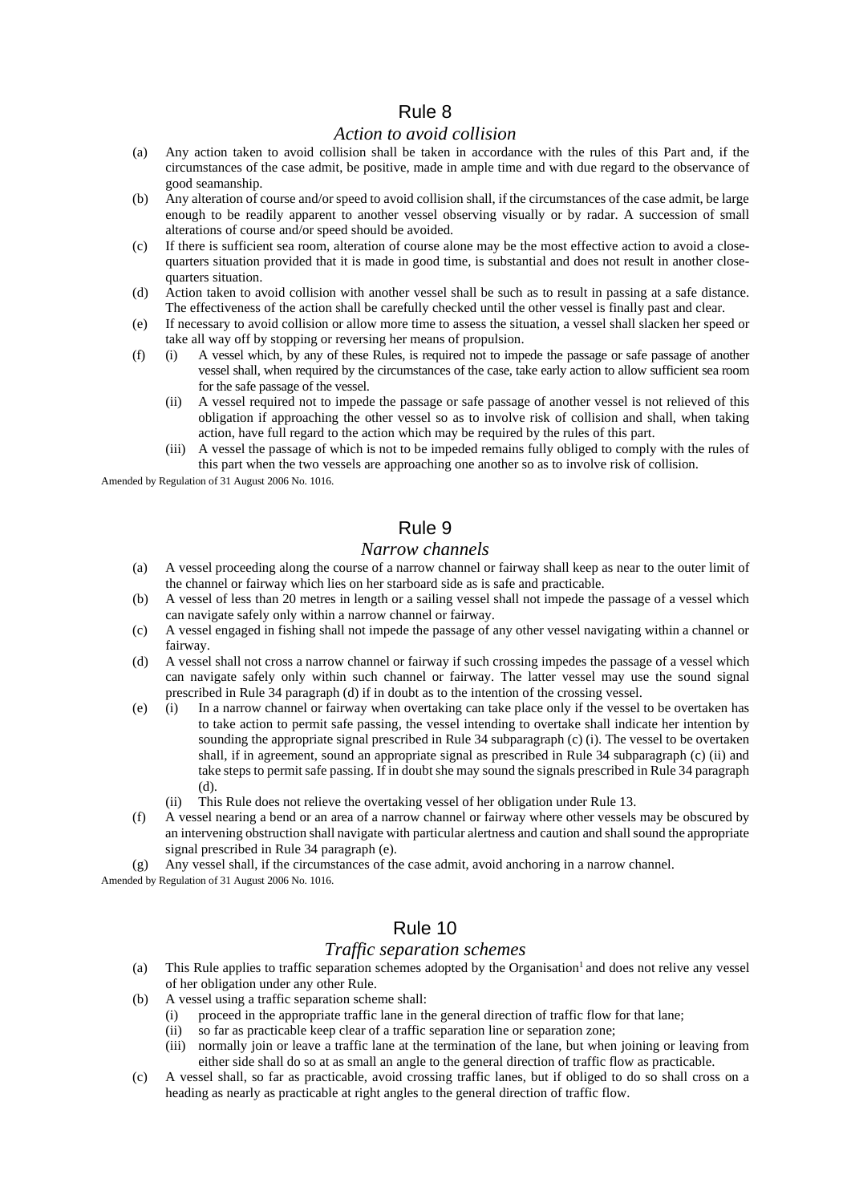## Rule 8

### *Action to avoid collision*

(a) Any action taken to avoid collision shall be taken in accordance with the rules of this Part and, if the circumstances of the case admit, be positive, made in ample time and with due regard to the observance of good seamanship.

(b) Any alteration of course and/or speed to avoid collision shall, if the circumstances of the case admit, be large enough to be readily apparent to another vessel observing visually or by radar. A succession of small alterations of course and/or speed should be avoided.

(c) If there is sufficient sea room, alteration of course alone may be the most effective action to avoid a close-quarters situation provided that it is made in good time, is substantial and does not result in another close-quarters situation.

(d) Action taken to avoid collision with another vessel shall be such as to result in passing at a safe distance. The effectiveness of the action shall be carefully checked until the other vessel is finally past and clear.

(e) If necessary to avoid collision or allow more time to assess the situation, a vessel shall slacken her speed or take all way off by stopping or reversing her means of propulsion.

(f) (i) A vessel which, by any of these Rules, is required not to impede the passage or safe passage of another vessel shall, when required by the circumstances of the case, take early action to allow sufficient sea room for the safe passage of the vessel.

  (ii) A vessel required not to impede the passage or safe passage of another vessel is not relieved of this obligation if approaching the other vessel so as to involve risk of collision and shall, when taking action, have full regard to the action which may be required by the rules of this part.

  (iii) A vessel the passage of which is not to be impeded remains fully obliged to comply with the rules of this part when the two vessels are approaching one another so as to involve risk of collision.

Amended by Regulation of 31 August 2006 No. 1016.

## Rule 9

### *Narrow channels*

(a) A vessel proceeding along the course of a narrow channel or fairway shall keep as near to the outer limit of the channel or fairway which lies on her starboard side as is safe and practicable.

(b) A vessel of less than 20 metres in length or a sailing vessel shall not impede the passage of a vessel which can navigate safely only within a narrow channel or fairway.

(c) A vessel engaged in fishing shall not impede the passage of any other vessel navigating within a channel or fairway.

(d) A vessel shall not cross a narrow channel or fairway if such crossing impedes the passage of a vessel which can navigate safely only within such channel or fairway. The latter vessel may use the sound signal prescribed in Rule 34 paragraph (d) if in doubt as to the intention of the crossing vessel.

(e) (i) In a narrow channel or fairway when overtaking can take place only if the vessel to be overtaken has to take action to permit safe passing, the vessel intending to overtake shall indicate her intention by sounding the appropriate signal prescribed in Rule 34 subparagraph (c) (i). The vessel to be overtaken shall, if in agreement, sound an appropriate signal as prescribed in Rule 34 subparagraph (c) (ii) and take steps to permit safe passing. If in doubt she may sound the signals prescribed in Rule 34 paragraph (d).

  (ii) This Rule does not relieve the overtaking vessel of her obligation under Rule 13.

(f) A vessel nearing a bend or an area of a narrow channel or fairway where other vessels may be obscured by an intervening obstruction shall navigate with particular alertness and caution and shall sound the appropriate signal prescribed in Rule 34 paragraph (e).

(g) Any vessel shall, if the circumstances of the case admit, avoid anchoring in a narrow channel.

Amended by Regulation of 31 August 2006 No. 1016.

## Rule 10

### *Traffic separation schemes*

(a) This Rule applies to traffic separation schemes adopted by the Organisation[1] and does not relive any vessel of her obligation under any other Rule.

(b) A vessel using a traffic separation scheme shall:

  (i) proceed in the appropriate traffic lane in the general direction of traffic flow for that lane;

  (ii) so far as practicable keep clear of a traffic separation line or separation zone;

  (iii) normally join or leave a traffic lane at the termination of the lane, but when joining or leaving from either side shall do so at as small an angle to the general direction of traffic flow as practicable.

(c) A vessel shall, so far as practicable, avoid crossing traffic lanes, but if obliged to do so shall cross on a heading as nearly as practicable at right angles to the general direction of traffic flow.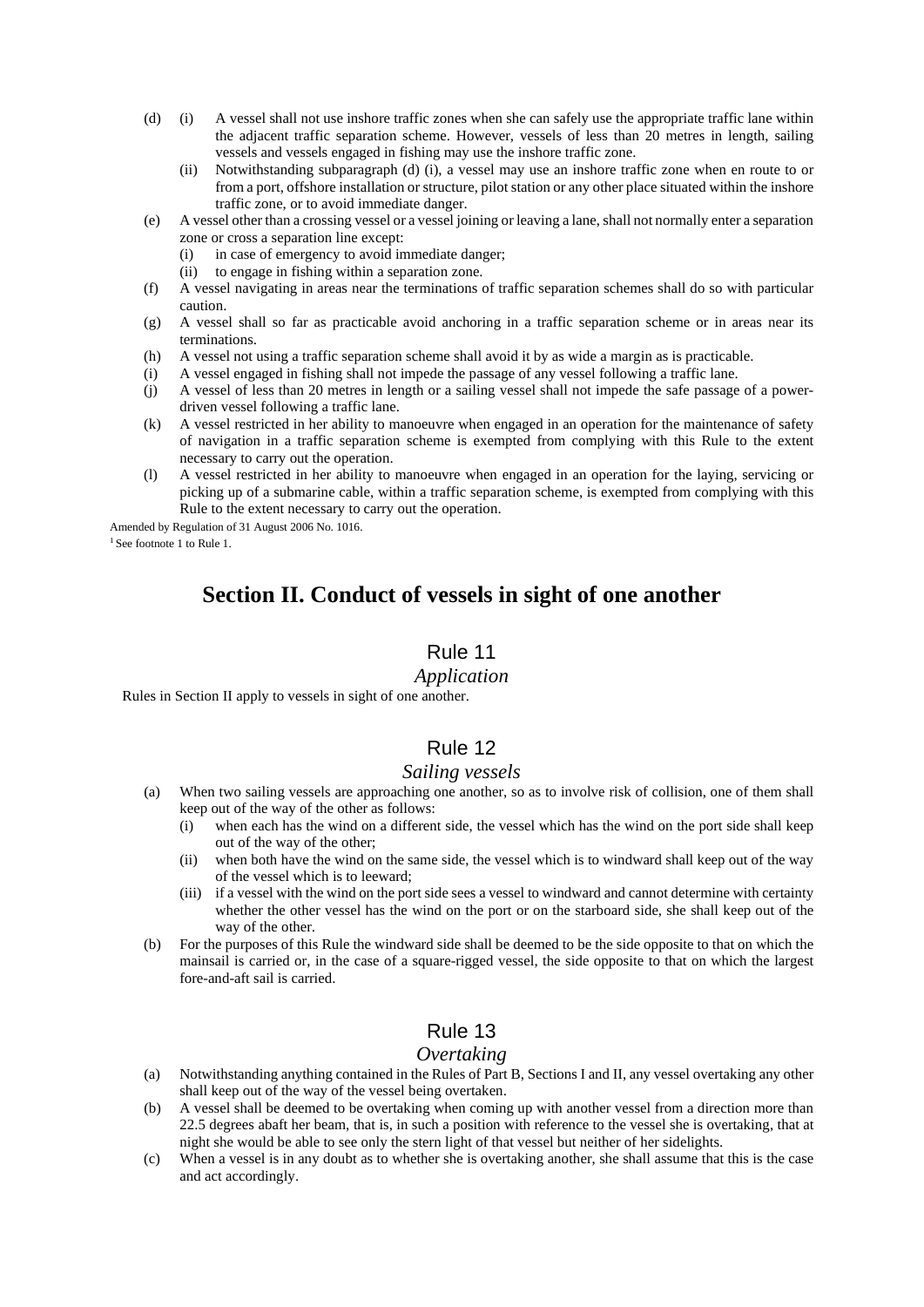(d) (i) A vessel shall not use inshore traffic zones when she can safely use the appropriate traffic lane within the adjacent traffic separation scheme. However, vessels of less than 20 metres in length, sailing vessels and vessels engaged in fishing may use the inshore traffic zone.

 (ii) Notwithstanding subparagraph (d) (i), a vessel may use an inshore traffic zone when en route to or from a port, offshore installation or structure, pilot station or any other place situated within the inshore traffic zone, or to avoid immediate danger.

(e) A vessel other than a crossing vessel or a vessel joining or leaving a lane, shall not normally enter a separation zone or cross a separation line except:

 (i) in case of emergency to avoid immediate danger;

 (ii) to engage in fishing within a separation zone.

(f) A vessel navigating in areas near the terminations of traffic separation schemes shall do so with particular caution.

(g) A vessel shall so far as practicable avoid anchoring in a traffic separation scheme or in areas near its terminations.

(h) A vessel not using a traffic separation scheme shall avoid it by as wide a margin as is practicable.

(i) A vessel engaged in fishing shall not impede the passage of any vessel following a traffic lane.

(j) A vessel of less than 20 metres in length or a sailing vessel shall not impede the safe passage of a power-driven vessel following a traffic lane.

(k) A vessel restricted in her ability to manoeuvre when engaged in an operation for the maintenance of safety of navigation in a traffic separation scheme is exempted from complying with this Rule to the extent necessary to carry out the operation.

(l) A vessel restricted in her ability to manoeuvre when engaged in an operation for the laying, servicing or picking up of a submarine cable, within a traffic separation scheme, is exempted from complying with this Rule to the extent necessary to carry out the operation.

Amended by Regulation of 31 August 2006 No. 1016.

[1] See footnote 1 to Rule 1.

## Section II. Conduct of vessels in sight of one another

### Rule 11

*Application*

Rules in Section II apply to vessels in sight of one another.

### Rule 12

*Sailing vessels*

(a) When two sailing vessels are approaching one another, so as to involve risk of collision, one of them shall keep out of the way of the other as follows:

 (i) when each has the wind on a different side, the vessel which has the wind on the port side shall keep out of the way of the other;

 (ii) when both have the wind on the same side, the vessel which is to windward shall keep out of the way of the vessel which is to leeward;

 (iii) if a vessel with the wind on the port side sees a vessel to windward and cannot determine with certainty whether the other vessel has the wind on the port or on the starboard side, she shall keep out of the way of the other.

(b) For the purposes of this Rule the windward side shall be deemed to be the side opposite to that on which the mainsail is carried or, in the case of a square-rigged vessel, the side opposite to that on which the largest fore-and-aft sail is carried.

### Rule 13

*Overtaking*

(a) Notwithstanding anything contained in the Rules of Part B, Sections I and II, any vessel overtaking any other shall keep out of the way of the vessel being overtaken.

(b) A vessel shall be deemed to be overtaking when coming up with another vessel from a direction more than 22.5 degrees abaft her beam, that is, in such a position with reference to the vessel she is overtaking, that at night she would be able to see only the stern light of that vessel but neither of her sidelights.

(c) When a vessel is in any doubt as to whether she is overtaking another, she shall assume that this is the case and act accordingly.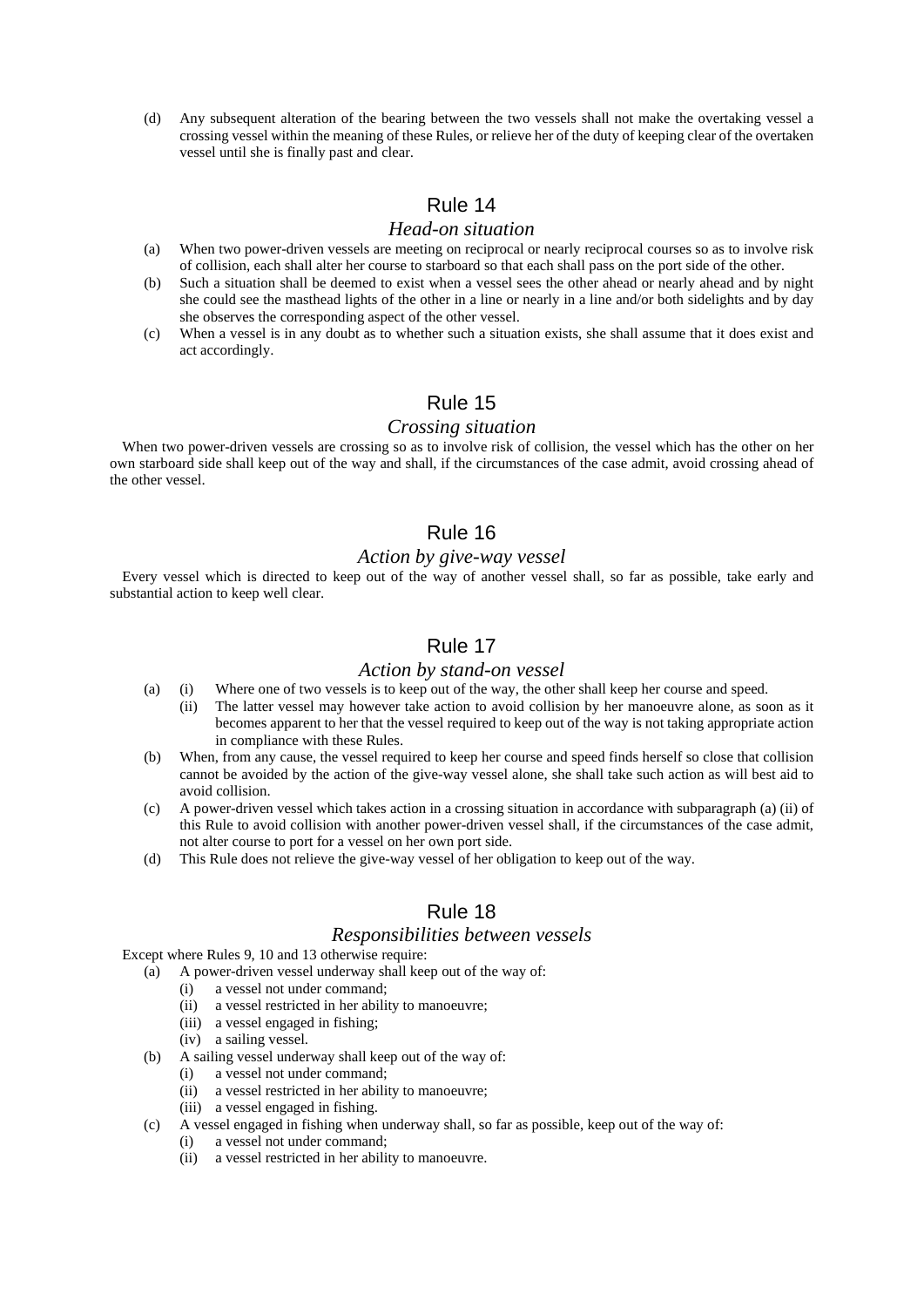(d) Any subsequent alteration of the bearing between the two vessels shall not make the overtaking vessel a crossing vessel within the meaning of these Rules, or relieve her of the duty of keeping clear of the overtaken vessel until she is finally past and clear.

## Rule 14

### *Head-on situation*

(a) When two power-driven vessels are meeting on reciprocal or nearly reciprocal courses so as to involve risk of collision, each shall alter her course to starboard so that each shall pass on the port side of the other.

(b) Such a situation shall be deemed to exist when a vessel sees the other ahead or nearly ahead and by night she could see the masthead lights of the other in a line or nearly in a line and/or both sidelights and by day she observes the corresponding aspect of the other vessel.

(c) When a vessel is in any doubt as to whether such a situation exists, she shall assume that it does exist and act accordingly.

## Rule 15

### *Crossing situation*

When two power-driven vessels are crossing so as to involve risk of collision, the vessel which has the other on her own starboard side shall keep out of the way and shall, if the circumstances of the case admit, avoid crossing ahead of the other vessel.

## Rule 16

### *Action by give-way vessel*

Every vessel which is directed to keep out of the way of another vessel shall, so far as possible, take early and substantial action to keep well clear.

## Rule 17

### *Action by stand-on vessel*

(a) (i) Where one of two vessels is to keep out of the way, the other shall keep her course and speed.

(ii) The latter vessel may however take action to avoid collision by her manoeuvre alone, as soon as it becomes apparent to her that the vessel required to keep out of the way is not taking appropriate action in compliance with these Rules.

(b) When, from any cause, the vessel required to keep her course and speed finds herself so close that collision cannot be avoided by the action of the give-way vessel alone, she shall take such action as will best aid to avoid collision.

(c) A power-driven vessel which takes action in a crossing situation in accordance with subparagraph (a) (ii) of this Rule to avoid collision with another power-driven vessel shall, if the circumstances of the case admit, not alter course to port for a vessel on her own port side.

(d) This Rule does not relieve the give-way vessel of her obligation to keep out of the way.

## Rule 18

### *Responsibilities between vessels*

Except where Rules 9, 10 and 13 otherwise require:

(a) A power-driven vessel underway shall keep out of the way of:
   (i) a vessel not under command;
   (ii) a vessel restricted in her ability to manoeuvre;
   (iii) a vessel engaged in fishing;
   (iv) a sailing vessel.

(b) A sailing vessel underway shall keep out of the way of:
   (i) a vessel not under command;
   (ii) a vessel restricted in her ability to manoeuvre;
   (iii) a vessel engaged in fishing.

(c) A vessel engaged in fishing when underway shall, so far as possible, keep out of the way of:
   (i) a vessel not under command;
   (ii) a vessel restricted in her ability to manoeuvre.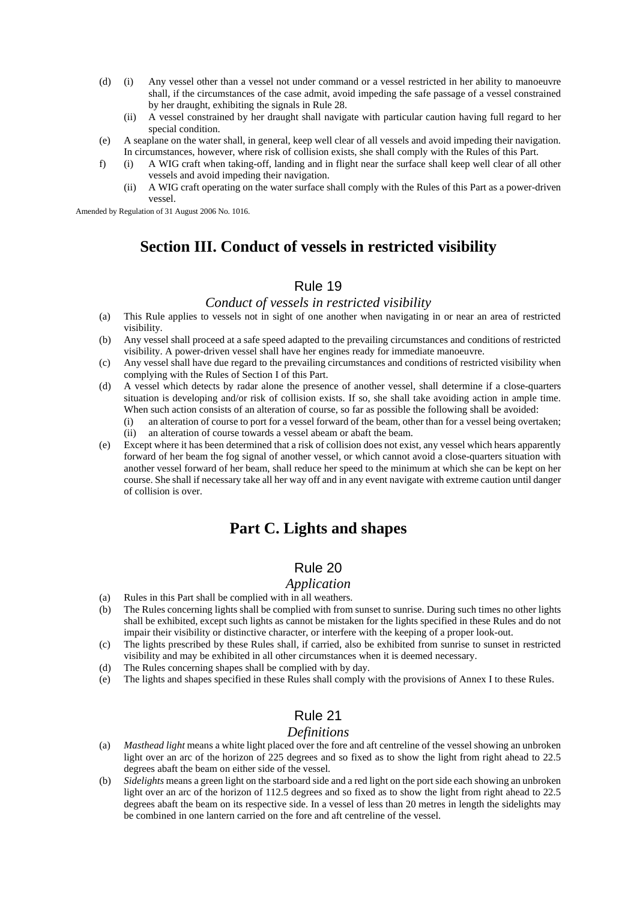(d) (i) Any vessel other than a vessel not under command or a vessel restricted in her ability to manoeuvre shall, if the circumstances of the case admit, avoid impeding the safe passage of a vessel constrained by her draught, exhibiting the signals in Rule 28.

(ii) A vessel constrained by her draught shall navigate with particular caution having full regard to her special condition.

(e) A seaplane on the water shall, in general, keep well clear of all vessels and avoid impeding their navigation. In circumstances, however, where risk of collision exists, she shall comply with the Rules of this Part.

f) (i) A WIG craft when taking-off, landing and in flight near the surface shall keep well clear of all other vessels and avoid impeding their navigation.

(ii) A WIG craft operating on the water surface shall comply with the Rules of this Part as a power-driven vessel.

Amended by Regulation of 31 August 2006 No. 1016.

## Section III. Conduct of vessels in restricted visibility

### Rule 19

*Conduct of vessels in restricted visibility*

(a) This Rule applies to vessels not in sight of one another when navigating in or near an area of restricted visibility.

(b) Any vessel shall proceed at a safe speed adapted to the prevailing circumstances and conditions of restricted visibility. A power-driven vessel shall have her engines ready for immediate manoeuvre.

(c) Any vessel shall have due regard to the prevailing circumstances and conditions of restricted visibility when complying with the Rules of Section I of this Part.

(d) A vessel which detects by radar alone the presence of another vessel, shall determine if a close-quarters situation is developing and/or risk of collision exists. If so, she shall take avoiding action in ample time. When such action consists of an alteration of course, so far as possible the following shall be avoided:

(i) an alteration of course to port for a vessel forward of the beam, other than for a vessel being overtaken;

(ii) an alteration of course towards a vessel abeam or abaft the beam.

(e) Except where it has been determined that a risk of collision does not exist, any vessel which hears apparently forward of her beam the fog signal of another vessel, or which cannot avoid a close-quarters situation with another vessel forward of her beam, shall reduce her speed to the minimum at which she can be kept on her course. She shall if necessary take all her way off and in any event navigate with extreme caution until danger of collision is over.

## Part C. Lights and shapes

### Rule 20

*Application*

(a) Rules in this Part shall be complied with in all weathers.

(b) The Rules concerning lights shall be complied with from sunset to sunrise. During such times no other lights shall be exhibited, except such lights as cannot be mistaken for the lights specified in these Rules and do not impair their visibility or distinctive character, or interfere with the keeping of a proper look-out.

(c) The lights prescribed by these Rules shall, if carried, also be exhibited from sunrise to sunset in restricted visibility and may be exhibited in all other circumstances when it is deemed necessary.

(d) The Rules concerning shapes shall be complied with by day.

(e) The lights and shapes specified in these Rules shall comply with the provisions of Annex I to these Rules.

### Rule 21

*Definitions*

(a) *Masthead light* means a white light placed over the fore and aft centreline of the vessel showing an unbroken light over an arc of the horizon of 225 degrees and so fixed as to show the light from right ahead to 22.5 degrees abaft the beam on either side of the vessel.

(b) *Sidelights* means a green light on the starboard side and a red light on the port side each showing an unbroken light over an arc of the horizon of 112.5 degrees and so fixed as to show the light from right ahead to 22.5 degrees abaft the beam on its respective side. In a vessel of less than 20 metres in length the sidelights may be combined in one lantern carried on the fore and aft centreline of the vessel.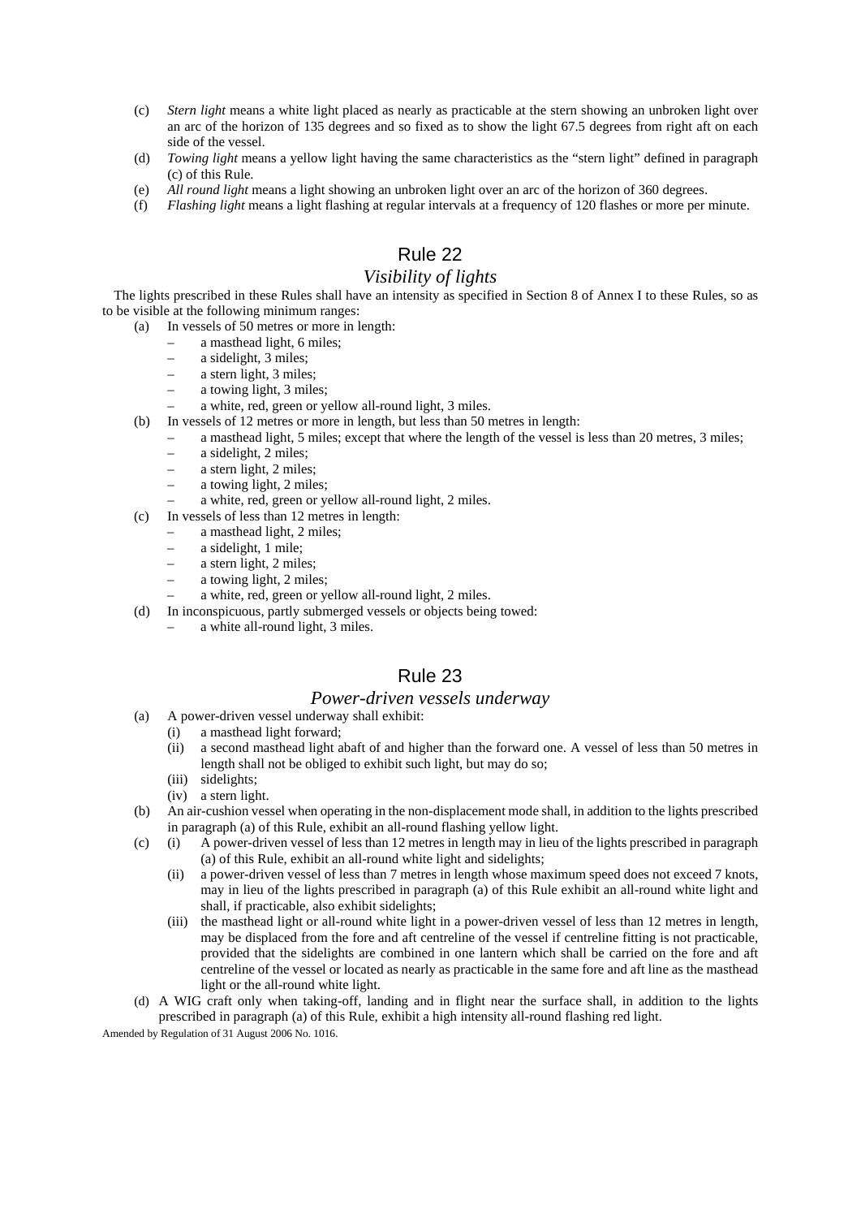(c) *Stern light* means a white light placed as nearly as practicable at the stern showing an unbroken light over an arc of the horizon of 135 degrees and so fixed as to show the light 67.5 degrees from right aft on each side of the vessel.

(d) *Towing light* means a yellow light having the same characteristics as the "stern light" defined in paragraph (c) of this Rule.

(e) *All round light* means a light showing an unbroken light over an arc of the horizon of 360 degrees.

(f) *Flashing light* means a light flashing at regular intervals at a frequency of 120 flashes or more per minute.

## Rule 22

### *Visibility of lights*

The lights prescribed in these Rules shall have an intensity as specified in Section 8 of Annex I to these Rules, so as to be visible at the following minimum ranges:

(a) In vessels of 50 metres or more in length:
- a masthead light, 6 miles;
- a sidelight, 3 miles;
- a stern light, 3 miles;
- a towing light, 3 miles;
- a white, red, green or yellow all-round light, 3 miles.

(b) In vessels of 12 metres or more in length, but less than 50 metres in length:
- a masthead light, 5 miles; except that where the length of the vessel is less than 20 metres, 3 miles;
- a sidelight, 2 miles;
- a stern light, 2 miles;
- a towing light, 2 miles;
- a white, red, green or yellow all-round light, 2 miles.

(c) In vessels of less than 12 metres in length:
- a masthead light, 2 miles;
- a sidelight, 1 mile;
- a stern light, 2 miles;
- a towing light, 2 miles;
- a white, red, green or yellow all-round light, 2 miles.

(d) In inconspicuous, partly submerged vessels or objects being towed:
- a white all-round light, 3 miles.

## Rule 23

### *Power-driven vessels underway*

(a) A power-driven vessel underway shall exhibit:
  (i) a masthead light forward;
  (ii) a second masthead light abaft of and higher than the forward one. A vessel of less than 50 metres in length shall not be obliged to exhibit such light, but may do so;
  (iii) sidelights;
  (iv) a stern light.

(b) An air-cushion vessel when operating in the non-displacement mode shall, in addition to the lights prescribed in paragraph (a) of this Rule, exhibit an all-round flashing yellow light.

(c) (i) A power-driven vessel of less than 12 metres in length may in lieu of the lights prescribed in paragraph (a) of this Rule, exhibit an all-round white light and sidelights;
  (ii) a power-driven vessel of less than 7 metres in length whose maximum speed does not exceed 7 knots, may in lieu of the lights prescribed in paragraph (a) of this Rule exhibit an all-round white light and shall, if practicable, also exhibit sidelights;
  (iii) the masthead light or all-round white light in a power-driven vessel of less than 12 metres in length, may be displaced from the fore and aft centreline of the vessel if centreline fitting is not practicable, provided that the sidelights are combined in one lantern which shall be carried on the fore and aft centreline of the vessel or located as nearly as practicable in the same fore and aft line as the masthead light or the all-round white light.

(d) A WIG craft only when taking-off, landing and in flight near the surface shall, in addition to the lights prescribed in paragraph (a) of this Rule, exhibit a high intensity all-round flashing red light.

Amended by Regulation of 31 August 2006 No. 1016.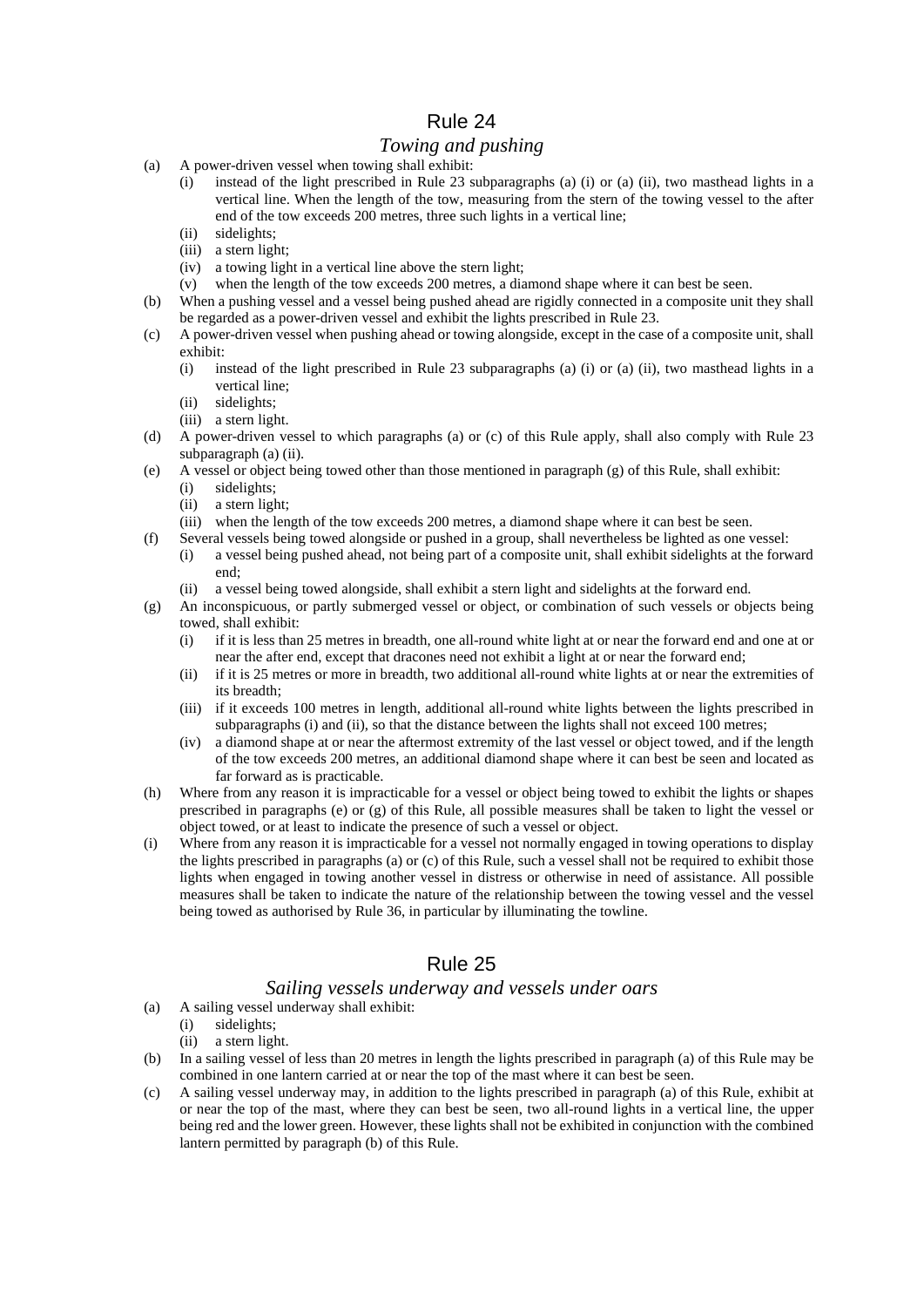## Rule 24

### *Towing and pushing*

(a) A power-driven vessel when towing shall exhibit:
   - (i) instead of the light prescribed in Rule 23 subparagraphs (a) (i) or (a) (ii), two masthead lights in a vertical line. When the length of the tow, measuring from the stern of the towing vessel to the after end of the tow exceeds 200 metres, three such lights in a vertical line;
   - (ii) sidelights;
   - (iii) a stern light;
   - (iv) a towing light in a vertical line above the stern light;
   - (v) when the length of the tow exceeds 200 metres, a diamond shape where it can best be seen.

(b) When a pushing vessel and a vessel being pushed ahead are rigidly connected in a composite unit they shall be regarded as a power-driven vessel and exhibit the lights prescribed in Rule 23.

(c) A power-driven vessel when pushing ahead or towing alongside, except in the case of a composite unit, shall exhibit:
   - (i) instead of the light prescribed in Rule 23 subparagraphs (a) (i) or (a) (ii), two masthead lights in a vertical line;
   - (ii) sidelights;
   - (iii) a stern light.

(d) A power-driven vessel to which paragraphs (a) or (c) of this Rule apply, shall also comply with Rule 23 subparagraph (a) (ii).

(e) A vessel or object being towed other than those mentioned in paragraph (g) of this Rule, shall exhibit:
   - (i) sidelights;
   - (ii) a stern light;
   - (iii) when the length of the tow exceeds 200 metres, a diamond shape where it can best be seen.

(f) Several vessels being towed alongside or pushed in a group, shall nevertheless be lighted as one vessel:
   - (i) a vessel being pushed ahead, not being part of a composite unit, shall exhibit sidelights at the forward end;
   - (ii) a vessel being towed alongside, shall exhibit a stern light and sidelights at the forward end.

(g) An inconspicuous, or partly submerged vessel or object, or combination of such vessels or objects being towed, shall exhibit:
   - (i) if it is less than 25 metres in breadth, one all-round white light at or near the forward end and one at or near the after end, except that dracones need not exhibit a light at or near the forward end;
   - (ii) if it is 25 metres or more in breadth, two additional all-round white lights at or near the extremities of its breadth;
   - (iii) if it exceeds 100 metres in length, additional all-round white lights between the lights prescribed in subparagraphs (i) and (ii), so that the distance between the lights shall not exceed 100 metres;
   - (iv) a diamond shape at or near the aftermost extremity of the last vessel or object towed, and if the length of the tow exceeds 200 metres, an additional diamond shape where it can best be seen and located as far forward as is practicable.

(h) Where from any reason it is impracticable for a vessel or object being towed to exhibit the lights or shapes prescribed in paragraphs (e) or (g) of this Rule, all possible measures shall be taken to light the vessel or object towed, or at least to indicate the presence of such a vessel or object.

(i) Where from any reason it is impracticable for a vessel not normally engaged in towing operations to display the lights prescribed in paragraphs (a) or (c) of this Rule, such a vessel shall not be required to exhibit those lights when engaged in towing another vessel in distress or otherwise in need of assistance. All possible measures shall be taken to indicate the nature of the relationship between the towing vessel and the vessel being towed as authorised by Rule 36, in particular by illuminating the towline.

## Rule 25

### *Sailing vessels underway and vessels under oars*

(a) A sailing vessel underway shall exhibit:
   - (i) sidelights;
   - (ii) a stern light.

(b) In a sailing vessel of less than 20 metres in length the lights prescribed in paragraph (a) of this Rule may be combined in one lantern carried at or near the top of the mast where it can best be seen.

(c) A sailing vessel underway may, in addition to the lights prescribed in paragraph (a) of this Rule, exhibit at or near the top of the mast, where they can best be seen, two all-round lights in a vertical line, the upper being red and the lower green. However, these lights shall not be exhibited in conjunction with the combined lantern permitted by paragraph (b) of this Rule.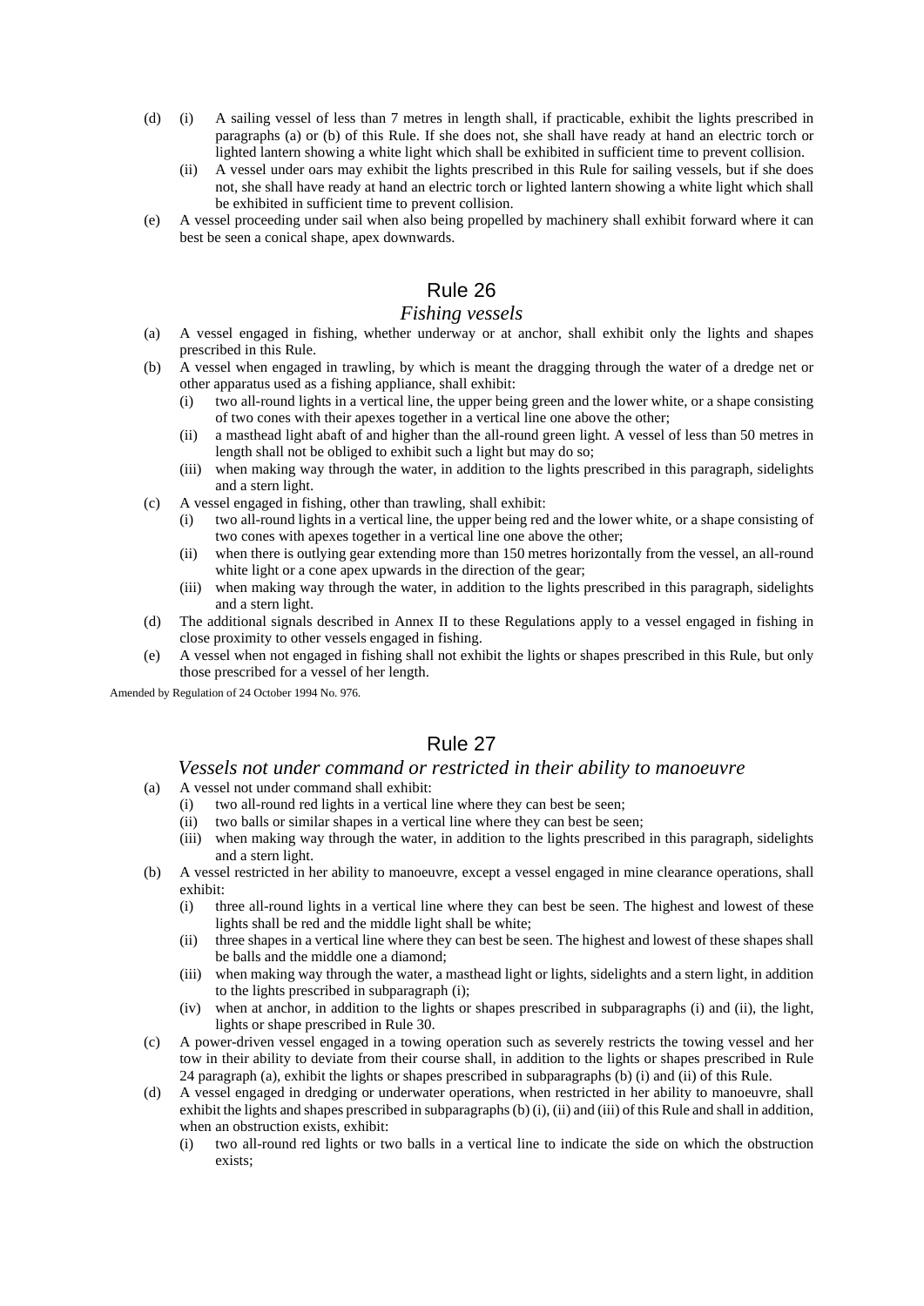(d) (i) A sailing vessel of less than 7 metres in length shall, if practicable, exhibit the lights prescribed in paragraphs (a) or (b) of this Rule. If she does not, she shall have ready at hand an electric torch or lighted lantern showing a white light which shall be exhibited in sufficient time to prevent collision.

(ii) A vessel under oars may exhibit the lights prescribed in this Rule for sailing vessels, but if she does not, she shall have ready at hand an electric torch or lighted lantern showing a white light which shall be exhibited in sufficient time to prevent collision.

(e) A vessel proceeding under sail when also being propelled by machinery shall exhibit forward where it can best be seen a conical shape, apex downwards.

## Rule 26

### *Fishing vessels*

(a) A vessel engaged in fishing, whether underway or at anchor, shall exhibit only the lights and shapes prescribed in this Rule.

(b) A vessel when engaged in trawling, by which is meant the dragging through the water of a dredge net or other apparatus used as a fishing appliance, shall exhibit:

(i) two all-round lights in a vertical line, the upper being green and the lower white, or a shape consisting of two cones with their apexes together in a vertical line one above the other;

(ii) a masthead light abaft of and higher than the all-round green light. A vessel of less than 50 metres in length shall not be obliged to exhibit such a light but may do so;

(iii) when making way through the water, in addition to the lights prescribed in this paragraph, sidelights and a stern light.

(c) A vessel engaged in fishing, other than trawling, shall exhibit:

(i) two all-round lights in a vertical line, the upper being red and the lower white, or a shape consisting of two cones with apexes together in a vertical line one above the other;

(ii) when there is outlying gear extending more than 150 metres horizontally from the vessel, an all-round white light or a cone apex upwards in the direction of the gear;

(iii) when making way through the water, in addition to the lights prescribed in this paragraph, sidelights and a stern light.

(d) The additional signals described in Annex II to these Regulations apply to a vessel engaged in fishing in close proximity to other vessels engaged in fishing.

(e) A vessel when not engaged in fishing shall not exhibit the lights or shapes prescribed in this Rule, but only those prescribed for a vessel of her length.

Amended by Regulation of 24 October 1994 No. 976.

## Rule 27

### *Vessels not under command or restricted in their ability to manoeuvre*

(a) A vessel not under command shall exhibit:

(i) two all-round red lights in a vertical line where they can best be seen;

(ii) two balls or similar shapes in a vertical line where they can best be seen;

(iii) when making way through the water, in addition to the lights prescribed in this paragraph, sidelights and a stern light.

(b) A vessel restricted in her ability to manoeuvre, except a vessel engaged in mine clearance operations, shall exhibit:

(i) three all-round lights in a vertical line where they can best be seen. The highest and lowest of these lights shall be red and the middle light shall be white;

(ii) three shapes in a vertical line where they can best be seen. The highest and lowest of these shapes shall be balls and the middle one a diamond;

(iii) when making way through the water, a masthead light or lights, sidelights and a stern light, in addition to the lights prescribed in subparagraph (i);

(iv) when at anchor, in addition to the lights or shapes prescribed in subparagraphs (i) and (ii), the light, lights or shape prescribed in Rule 30.

(c) A power-driven vessel engaged in a towing operation such as severely restricts the towing vessel and her tow in their ability to deviate from their course shall, in addition to the lights or shapes prescribed in Rule 24 paragraph (a), exhibit the lights or shapes prescribed in subparagraphs (b) (i) and (ii) of this Rule.

(d) A vessel engaged in dredging or underwater operations, when restricted in her ability to manoeuvre, shall exhibit the lights and shapes prescribed in subparagraphs (b) (i), (ii) and (iii) of this Rule and shall in addition, when an obstruction exists, exhibit:

(i) two all-round red lights or two balls in a vertical line to indicate the side on which the obstruction exists;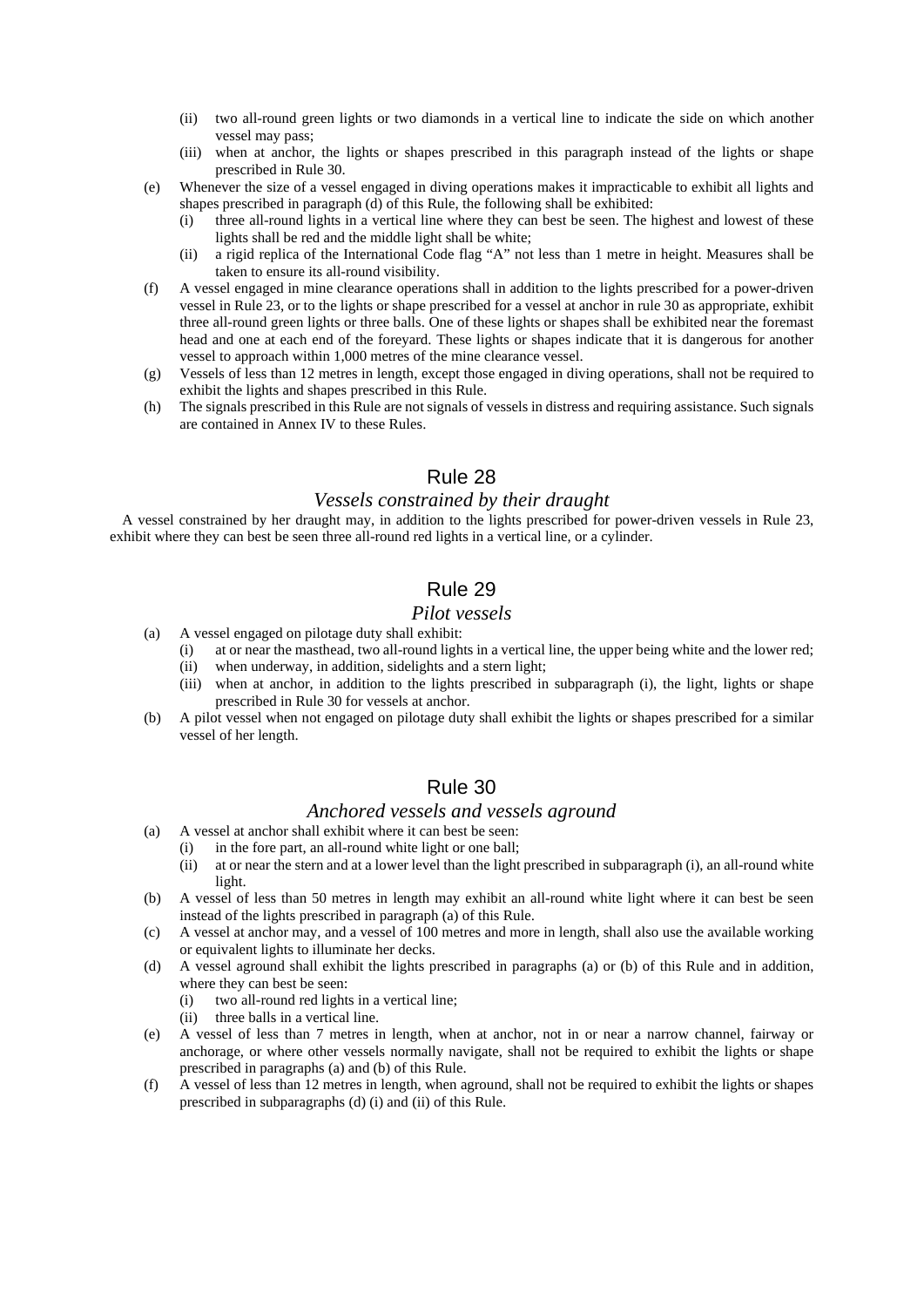- (ii) two all-round green lights or two diamonds in a vertical line to indicate the side on which another vessel may pass;
- (iii) when at anchor, the lights or shapes prescribed in this paragraph instead of the lights or shape prescribed in Rule 30.

(e) Whenever the size of a vessel engaged in diving operations makes it impracticable to exhibit all lights and shapes prescribed in paragraph (d) of this Rule, the following shall be exhibited:

- (i) three all-round lights in a vertical line where they can best be seen. The highest and lowest of these lights shall be red and the middle light shall be white;
- (ii) a rigid replica of the International Code flag “A” not less than 1 metre in height. Measures shall be taken to ensure its all-round visibility.

(f) A vessel engaged in mine clearance operations shall in addition to the lights prescribed for a power-driven vessel in Rule 23, or to the lights or shape prescribed for a vessel at anchor in rule 30 as appropriate, exhibit three all-round green lights or three balls. One of these lights or shapes shall be exhibited near the foremast head and one at each end of the foreyard. These lights or shapes indicate that it is dangerous for another vessel to approach within 1,000 metres of the mine clearance vessel.

(g) Vessels of less than 12 metres in length, except those engaged in diving operations, shall not be required to exhibit the lights and shapes prescribed in this Rule.

(h) The signals prescribed in this Rule are not signals of vessels in distress and requiring assistance. Such signals are contained in Annex IV to these Rules.

## Rule 28

### *Vessels constrained by their draught*

A vessel constrained by her draught may, in addition to the lights prescribed for power-driven vessels in Rule 23, exhibit where they can best be seen three all-round red lights in a vertical line, or a cylinder.

## Rule 29

### *Pilot vessels*

(a) A vessel engaged on pilotage duty shall exhibit:

- (i) at or near the masthead, two all-round lights in a vertical line, the upper being white and the lower red;
- (ii) when underway, in addition, sidelights and a stern light;
- (iii) when at anchor, in addition to the lights prescribed in subparagraph (i), the light, lights or shape prescribed in Rule 30 for vessels at anchor.

(b) A pilot vessel when not engaged on pilotage duty shall exhibit the lights or shapes prescribed for a similar vessel of her length.

## Rule 30

### *Anchored vessels and vessels aground*

(a) A vessel at anchor shall exhibit where it can best be seen:

- (i) in the fore part, an all-round white light or one ball;
- (ii) at or near the stern and at a lower level than the light prescribed in subparagraph (i), an all-round white light.

(b) A vessel of less than 50 metres in length may exhibit an all-round white light where it can best be seen instead of the lights prescribed in paragraph (a) of this Rule.

(c) A vessel at anchor may, and a vessel of 100 metres and more in length, shall also use the available working or equivalent lights to illuminate her decks.

(d) A vessel aground shall exhibit the lights prescribed in paragraphs (a) or (b) of this Rule and in addition, where they can best be seen:

- (i) two all-round red lights in a vertical line;
- (ii) three balls in a vertical line.

(e) A vessel of less than 7 metres in length, when at anchor, not in or near a narrow channel, fairway or anchorage, or where other vessels normally navigate, shall not be required to exhibit the lights or shape prescribed in paragraphs (a) and (b) of this Rule.

(f) A vessel of less than 12 metres in length, when aground, shall not be required to exhibit the lights or shapes prescribed in subparagraphs (d) (i) and (ii) of this Rule.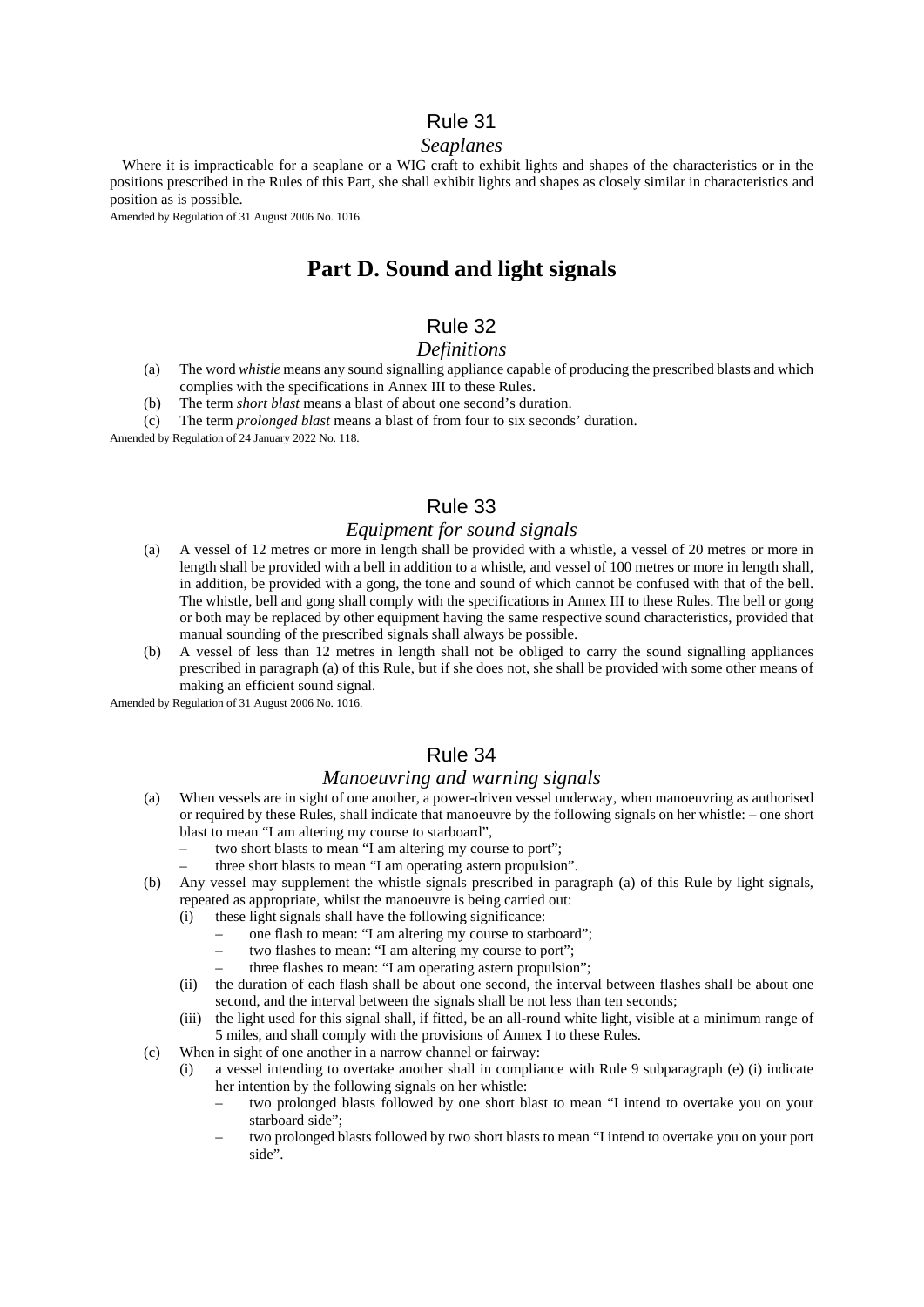## Rule 31

### *Seaplanes*

Where it is impracticable for a seaplane or a WIG craft to exhibit lights and shapes of the characteristics or in the positions prescribed in the Rules of this Part, she shall exhibit lights and shapes as closely similar in characteristics and position as is possible.

Amended by Regulation of 31 August 2006 No. 1016.

# Part D. Sound and light signals

## Rule 32

### *Definitions*

(a) The word *whistle* means any sound signalling appliance capable of producing the prescribed blasts and which complies with the specifications in Annex III to these Rules.

(b) The term *short blast* means a blast of about one second's duration.

(c) The term *prolonged blast* means a blast of from four to six seconds' duration.

Amended by Regulation of 24 January 2022 No. 118.

## Rule 33

### *Equipment for sound signals*

(a) A vessel of 12 metres or more in length shall be provided with a whistle, a vessel of 20 metres or more in length shall be provided with a bell in addition to a whistle, and vessel of 100 metres or more in length shall, in addition, be provided with a gong, the tone and sound of which cannot be confused with that of the bell. The whistle, bell and gong shall comply with the specifications in Annex III to these Rules. The bell or gong or both may be replaced by other equipment having the same respective sound characteristics, provided that manual sounding of the prescribed signals shall always be possible.

(b) A vessel of less than 12 metres in length shall not be obliged to carry the sound signalling appliances prescribed in paragraph (a) of this Rule, but if she does not, she shall be provided with some other means of making an efficient sound signal.

Amended by Regulation of 31 August 2006 No. 1016.

## Rule 34

### *Manoeuvring and warning signals*

(a) When vessels are in sight of one another, a power-driven vessel underway, when manoeuvring as authorised or required by these Rules, shall indicate that manoeuvre by the following signals on her whistle: – one short blast to mean "I am altering my course to starboard",
   - two short blasts to mean "I am altering my course to port";
   - three short blasts to mean "I am operating astern propulsion".

(b) Any vessel may supplement the whistle signals prescribed in paragraph (a) of this Rule by light signals, repeated as appropriate, whilst the manoeuvre is being carried out:
   (i) these light signals shall have the following significance:
      - one flash to mean: "I am altering my course to starboard";
      - two flashes to mean: "I am altering my course to port";
      - three flashes to mean: "I am operating astern propulsion";

   (ii) the duration of each flash shall be about one second, the interval between flashes shall be about one second, and the interval between the signals shall be not less than ten seconds;

   (iii) the light used for this signal shall, if fitted, be an all-round white light, visible at a minimum range of 5 miles, and shall comply with the provisions of Annex I to these Rules.

(c) When in sight of one another in a narrow channel or fairway:
   (i) a vessel intending to overtake another shall in compliance with Rule 9 subparagraph (e) (i) indicate her intention by the following signals on her whistle:
      - two prolonged blasts followed by one short blast to mean "I intend to overtake you on your starboard side";
      - two prolonged blasts followed by two short blasts to mean "I intend to overtake you on your port side".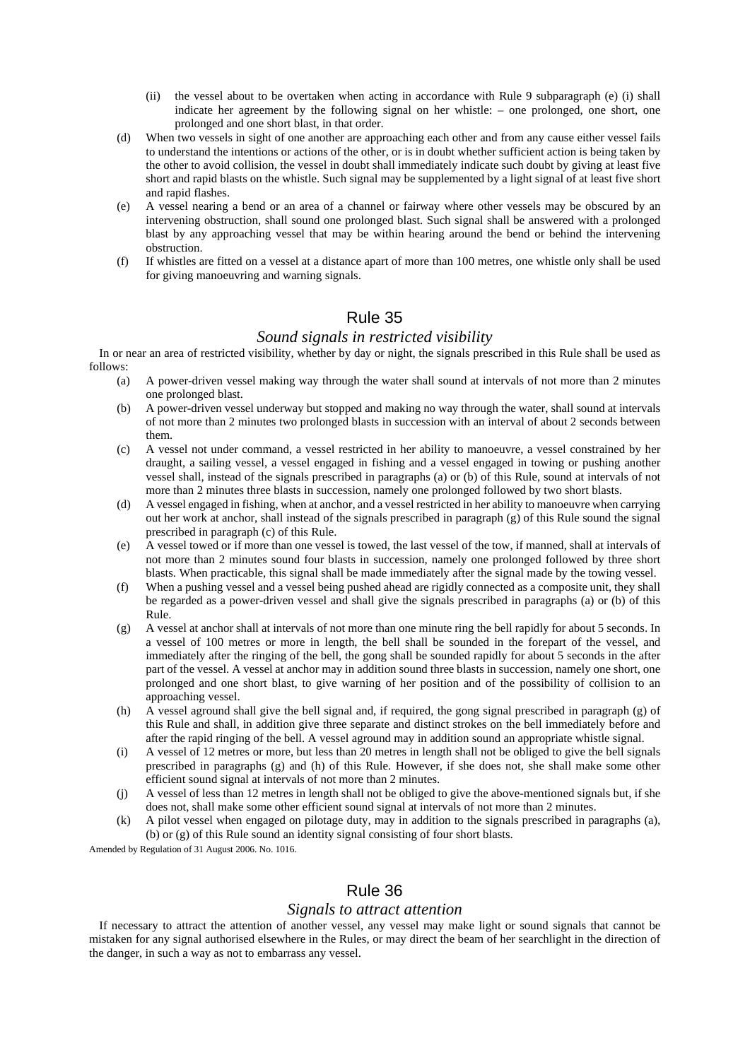(ii) the vessel about to be overtaken when acting in accordance with Rule 9 subparagraph (e) (i) shall indicate her agreement by the following signal on her whistle: – one prolonged, one short, one prolonged and one short blast, in that order.

(d) When two vessels in sight of one another are approaching each other and from any cause either vessel fails to understand the intentions or actions of the other, or is in doubt whether sufficient action is being taken by the other to avoid collision, the vessel in doubt shall immediately indicate such doubt by giving at least five short and rapid blasts on the whistle. Such signal may be supplemented by a light signal of at least five short and rapid flashes.

(e) A vessel nearing a bend or an area of a channel or fairway where other vessels may be obscured by an intervening obstruction, shall sound one prolonged blast. Such signal shall be answered with a prolonged blast by any approaching vessel that may be within hearing around the bend or behind the intervening obstruction.

(f) If whistles are fitted on a vessel at a distance apart of more than 100 metres, one whistle only shall be used for giving manoeuvring and warning signals.

## Rule 35

### *Sound signals in restricted visibility*

In or near an area of restricted visibility, whether by day or night, the signals prescribed in this Rule shall be used as follows:

(a) A power-driven vessel making way through the water shall sound at intervals of not more than 2 minutes one prolonged blast.

(b) A power-driven vessel underway but stopped and making no way through the water, shall sound at intervals of not more than 2 minutes two prolonged blasts in succession with an interval of about 2 seconds between them.

(c) A vessel not under command, a vessel restricted in her ability to manoeuvre, a vessel constrained by her draught, a sailing vessel, a vessel engaged in fishing and a vessel engaged in towing or pushing another vessel shall, instead of the signals prescribed in paragraphs (a) or (b) of this Rule, sound at intervals of not more than 2 minutes three blasts in succession, namely one prolonged followed by two short blasts.

(d) A vessel engaged in fishing, when at anchor, and a vessel restricted in her ability to manoeuvre when carrying out her work at anchor, shall instead of the signals prescribed in paragraph (g) of this Rule sound the signal prescribed in paragraph (c) of this Rule.

(e) A vessel towed or if more than one vessel is towed, the last vessel of the tow, if manned, shall at intervals of not more than 2 minutes sound four blasts in succession, namely one prolonged followed by three short blasts. When practicable, this signal shall be made immediately after the signal made by the towing vessel.

(f) When a pushing vessel and a vessel being pushed ahead are rigidly connected as a composite unit, they shall be regarded as a power-driven vessel and shall give the signals prescribed in paragraphs (a) or (b) of this Rule.

(g) A vessel at anchor shall at intervals of not more than one minute ring the bell rapidly for about 5 seconds. In a vessel of 100 metres or more in length, the bell shall be sounded in the forepart of the vessel, and immediately after the ringing of the bell, the gong shall be sounded rapidly for about 5 seconds in the after part of the vessel. A vessel at anchor may in addition sound three blasts in succession, namely one short, one prolonged and one short blast, to give warning of her position and of the possibility of collision to an approaching vessel.

(h) A vessel aground shall give the bell signal and, if required, the gong signal prescribed in paragraph (g) of this Rule and shall, in addition give three separate and distinct strokes on the bell immediately before and after the rapid ringing of the bell. A vessel aground may in addition sound an appropriate whistle signal.

(i) A vessel of 12 metres or more, but less than 20 metres in length shall not be obliged to give the bell signals prescribed in paragraphs (g) and (h) of this Rule. However, if she does not, she shall make some other efficient sound signal at intervals of not more than 2 minutes.

(j) A vessel of less than 12 metres in length shall not be obliged to give the above-mentioned signals but, if she does not, shall make some other efficient sound signal at intervals of not more than 2 minutes.

(k) A pilot vessel when engaged on pilotage duty, may in addition to the signals prescribed in paragraphs (a), (b) or (g) of this Rule sound an identity signal consisting of four short blasts.

Amended by Regulation of 31 August 2006. No. 1016.

## Rule 36

### *Signals to attract attention*

If necessary to attract the attention of another vessel, any vessel may make light or sound signals that cannot be mistaken for any signal authorised elsewhere in the Rules, or may direct the beam of her searchlight in the direction of the danger, in such a way as not to embarrass any vessel.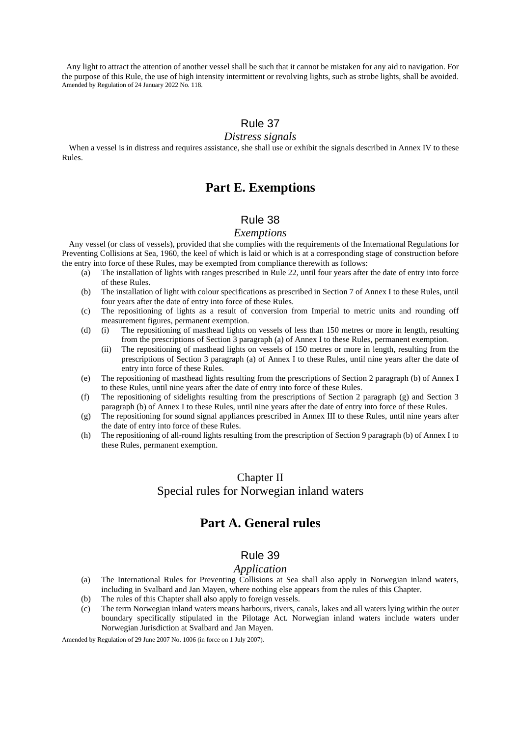Any light to attract the attention of another vessel shall be such that it cannot be mistaken for any aid to navigation. For the purpose of this Rule, the use of high intensity intermittent or revolving lights, such as strobe lights, shall be avoided.
Amended by Regulation of 24 January 2022 No. 118.

### Rule 37

*Distress signals*

When a vessel is in distress and requires assistance, she shall use or exhibit the signals described in Annex IV to these Rules.

## Part E. Exemptions

### Rule 38

*Exemptions*

Any vessel (or class of vessels), provided that she complies with the requirements of the International Regulations for Preventing Collisions at Sea, 1960, the keel of which is laid or which is at a corresponding stage of construction before the entry into force of these Rules, may be exempted from compliance therewith as follows:

(a) The installation of lights with ranges prescribed in Rule 22, until four years after the date of entry into force of these Rules.

(b) The installation of light with colour specifications as prescribed in Section 7 of Annex I to these Rules, until four years after the date of entry into force of these Rules.

(c) The repositioning of lights as a result of conversion from Imperial to metric units and rounding off measurement figures, permanent exemption.

(d) (i) The repositioning of masthead lights on vessels of less than 150 metres or more in length, resulting from the prescriptions of Section 3 paragraph (a) of Annex I to these Rules, permanent exemption.

(ii) The repositioning of masthead lights on vessels of 150 metres or more in length, resulting from the prescriptions of Section 3 paragraph (a) of Annex I to these Rules, until nine years after the date of entry into force of these Rules.

(e) The repositioning of masthead lights resulting from the prescriptions of Section 2 paragraph (b) of Annex I to these Rules, until nine years after the date of entry into force of these Rules.

(f) The repositioning of sidelights resulting from the prescriptions of Section 2 paragraph (g) and Section 3 paragraph (b) of Annex I to these Rules, until nine years after the date of entry into force of these Rules.

(g) The repositioning for sound signal appliances prescribed in Annex III to these Rules, until nine years after the date of entry into force of these Rules.

(h) The repositioning of all-round lights resulting from the prescription of Section 9 paragraph (b) of Annex I to these Rules, permanent exemption.

# Chapter II
# Special rules for Norwegian inland waters

## Part A. General rules

### Rule 39

*Application*

(a) The International Rules for Preventing Collisions at Sea shall also apply in Norwegian inland waters, including in Svalbard and Jan Mayen, where nothing else appears from the rules of this Chapter.

(b) The rules of this Chapter shall also apply to foreign vessels.

(c) The term Norwegian inland waters means harbours, rivers, canals, lakes and all waters lying within the outer boundary specifically stipulated in the Pilotage Act. Norwegian inland waters include waters under Norwegian Jurisdiction at Svalbard and Jan Mayen.

Amended by Regulation of 29 June 2007 No. 1006 (in force on 1 July 2007).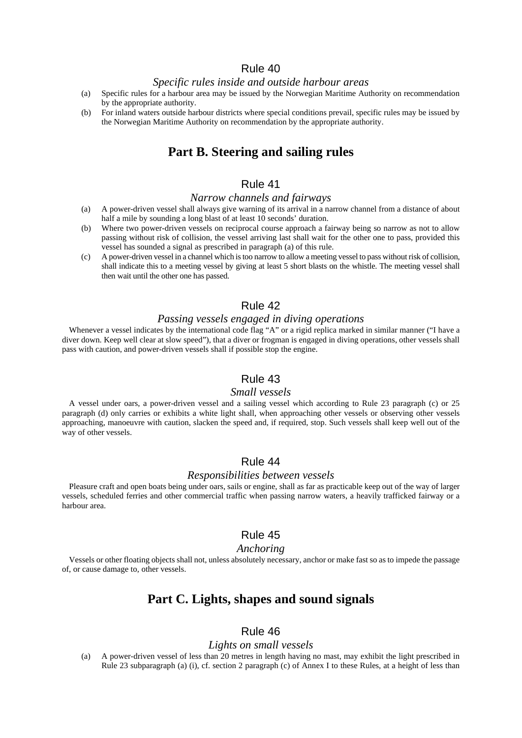### Rule 40

*Specific rules inside and outside harbour areas*

(a) Specific rules for a harbour area may be issued by the Norwegian Maritime Authority on recommendation by the appropriate authority.

(b) For inland waters outside harbour districts where special conditions prevail, specific rules may be issued by the Norwegian Maritime Authority on recommendation by the appropriate authority.

## Part B. Steering and sailing rules

### Rule 41

*Narrow channels and fairways*

(a) A power-driven vessel shall always give warning of its arrival in a narrow channel from a distance of about half a mile by sounding a long blast of at least 10 seconds' duration.

(b) Where two power-driven vessels on reciprocal course approach a fairway being so narrow as not to allow passing without risk of collision, the vessel arriving last shall wait for the other one to pass, provided this vessel has sounded a signal as prescribed in paragraph (a) of this rule.

(c) A power-driven vessel in a channel which is too narrow to allow a meeting vessel to pass without risk of collision, shall indicate this to a meeting vessel by giving at least 5 short blasts on the whistle. The meeting vessel shall then wait until the other one has passed.

### Rule 42

*Passing vessels engaged in diving operations*

Whenever a vessel indicates by the international code flag "A" or a rigid replica marked in similar manner ("I have a diver down. Keep well clear at slow speed"), that a diver or frogman is engaged in diving operations, other vessels shall pass with caution, and power-driven vessels shall if possible stop the engine.

### Rule 43

*Small vessels*

A vessel under oars, a power-driven vessel and a sailing vessel which according to Rule 23 paragraph (c) or 25 paragraph (d) only carries or exhibits a white light shall, when approaching other vessels or observing other vessels approaching, manoeuvre with caution, slacken the speed and, if required, stop. Such vessels shall keep well out of the way of other vessels.

### Rule 44

*Responsibilities between vessels*

Pleasure craft and open boats being under oars, sails or engine, shall as far as practicable keep out of the way of larger vessels, scheduled ferries and other commercial traffic when passing narrow waters, a heavily trafficked fairway or a harbour area.

### Rule 45

*Anchoring*

Vessels or other floating objects shall not, unless absolutely necessary, anchor or make fast so as to impede the passage of, or cause damage to, other vessels.

## Part C. Lights, shapes and sound signals

### Rule 46

*Lights on small vessels*

(a) A power-driven vessel of less than 20 metres in length having no mast, may exhibit the light prescribed in Rule 23 subparagraph (a) (i), cf. section 2 paragraph (c) of Annex I to these Rules, at a height of less than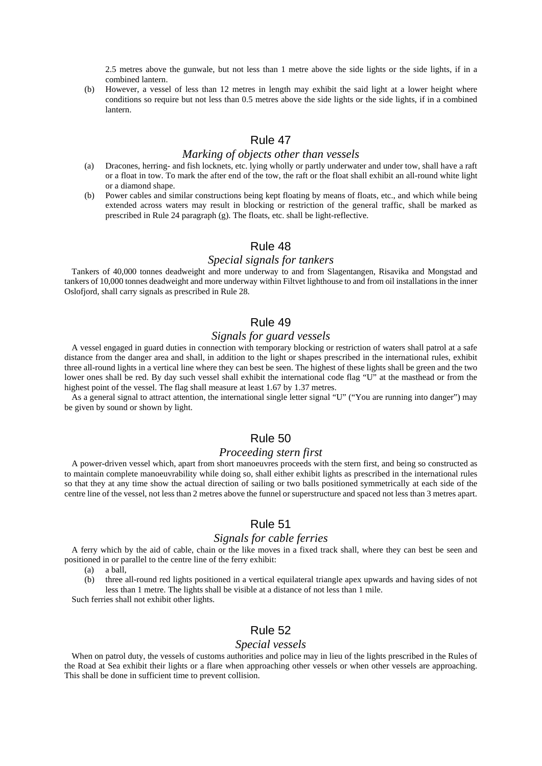2.5 metres above the gunwale, but not less than 1 metre above the side lights or the side lights, if in a combined lantern.

(b) However, a vessel of less than 12 metres in length may exhibit the said light at a lower height where conditions so require but not less than 0.5 metres above the side lights or the side lights, if in a combined lantern.

## Rule 47

### *Marking of objects other than vessels*

(a) Dracones, herring- and fish locknets, etc. lying wholly or partly underwater and under tow, shall have a raft or a float in tow. To mark the after end of the tow, the raft or the float shall exhibit an all-round white light or a diamond shape.

(b) Power cables and similar constructions being kept floating by means of floats, etc., and which while being extended across waters may result in blocking or restriction of the general traffic, shall be marked as prescribed in Rule 24 paragraph (g). The floats, etc. shall be light-reflective.

## Rule 48

### *Special signals for tankers*

Tankers of 40,000 tonnes deadweight and more underway to and from Slagentangen, Risavika and Mongstad and tankers of 10,000 tonnes deadweight and more underway within Filtvet lighthouse to and from oil installations in the inner Oslofjord, shall carry signals as prescribed in Rule 28.

## Rule 49

### *Signals for guard vessels*

A vessel engaged in guard duties in connection with temporary blocking or restriction of waters shall patrol at a safe distance from the danger area and shall, in addition to the light or shapes prescribed in the international rules, exhibit three all-round lights in a vertical line where they can best be seen. The highest of these lights shall be green and the two lower ones shall be red. By day such vessel shall exhibit the international code flag "U" at the masthead or from the highest point of the vessel. The flag shall measure at least 1.67 by 1.37 metres.

As a general signal to attract attention, the international single letter signal "U" ("You are running into danger") may be given by sound or shown by light.

## Rule 50

### *Proceeding stern first*

A power-driven vessel which, apart from short manoeuvres proceeds with the stern first, and being so constructed as to maintain complete manoeuvrability while doing so, shall either exhibit lights as prescribed in the international rules so that they at any time show the actual direction of sailing or two balls positioned symmetrically at each side of the centre line of the vessel, not less than 2 metres above the funnel or superstructure and spaced not less than 3 metres apart.

## Rule 51

### *Signals for cable ferries*

A ferry which by the aid of cable, chain or the like moves in a fixed track shall, where they can best be seen and positioned in or parallel to the centre line of the ferry exhibit:

(a) a ball,

(b) three all-round red lights positioned in a vertical equilateral triangle apex upwards and having sides of not less than 1 metre. The lights shall be visible at a distance of not less than 1 mile.

Such ferries shall not exhibit other lights.

## Rule 52

### *Special vessels*

When on patrol duty, the vessels of customs authorities and police may in lieu of the lights prescribed in the Rules of the Road at Sea exhibit their lights or a flare when approaching other vessels or when other vessels are approaching. This shall be done in sufficient time to prevent collision.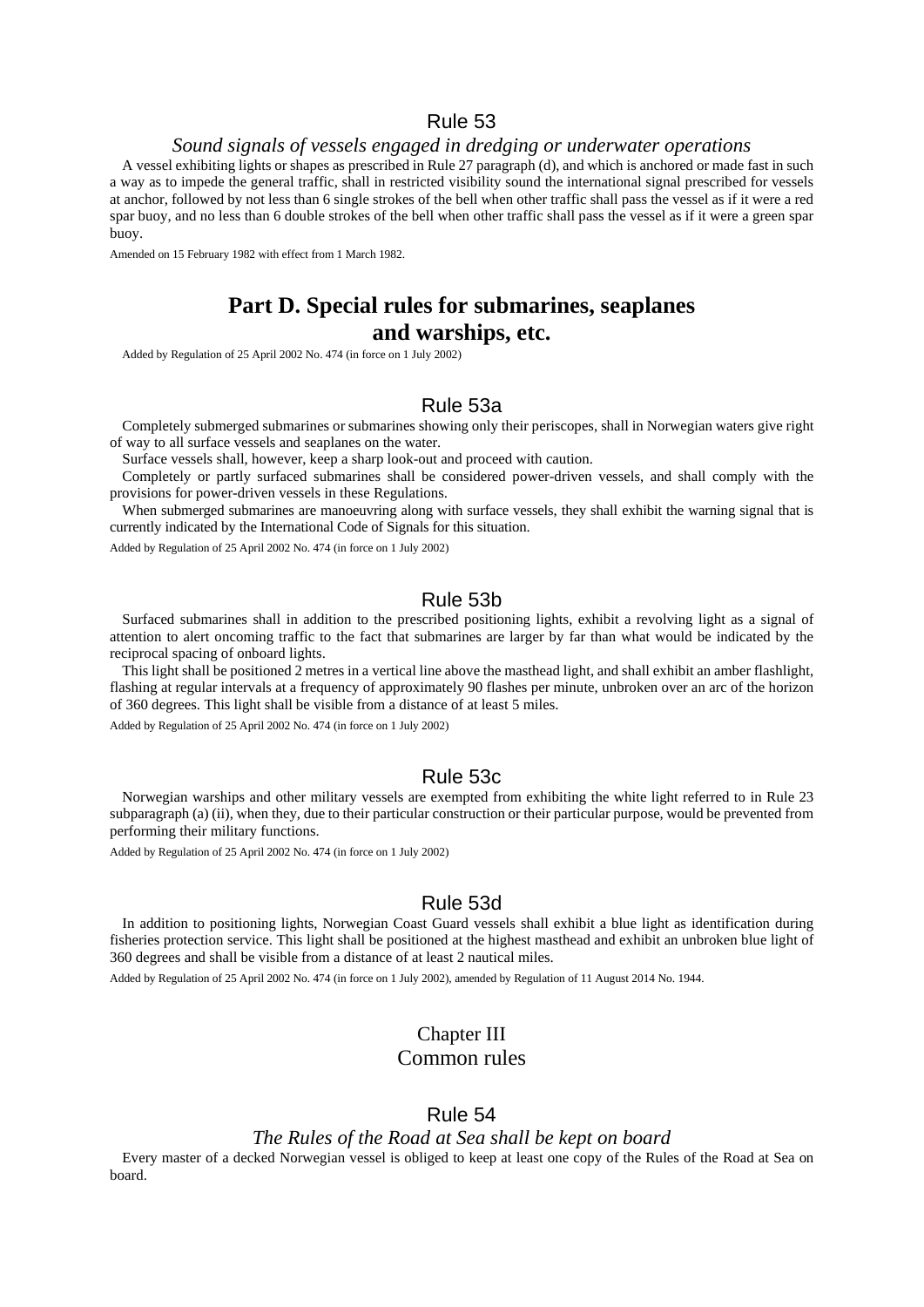## Rule 53

*Sound signals of vessels engaged in dredging or underwater operations*

A vessel exhibiting lights or shapes as prescribed in Rule 27 paragraph (d), and which is anchored or made fast in such a way as to impede the general traffic, shall in restricted visibility sound the international signal prescribed for vessels at anchor, followed by not less than 6 single strokes of the bell when other traffic shall pass the vessel as if it were a red spar buoy, and no less than 6 double strokes of the bell when other traffic shall pass the vessel as if it were a green spar buoy.

Amended on 15 February 1982 with effect from 1 March 1982.

# Part D. Special rules for submarines, seaplanes and warships, etc.

Added by Regulation of 25 April 2002 No. 474 (in force on 1 July 2002)

## Rule 53a

Completely submerged submarines or submarines showing only their periscopes, shall in Norwegian waters give right of way to all surface vessels and seaplanes on the water.

Surface vessels shall, however, keep a sharp look-out and proceed with caution.

Completely or partly surfaced submarines shall be considered power-driven vessels, and shall comply with the provisions for power-driven vessels in these Regulations.

When submerged submarines are manoeuvring along with surface vessels, they shall exhibit the warning signal that is currently indicated by the International Code of Signals for this situation.

Added by Regulation of 25 April 2002 No. 474 (in force on 1 July 2002)

## Rule 53b

Surfaced submarines shall in addition to the prescribed positioning lights, exhibit a revolving light as a signal of attention to alert oncoming traffic to the fact that submarines are larger by far than what would be indicated by the reciprocal spacing of onboard lights.

This light shall be positioned 2 metres in a vertical line above the masthead light, and shall exhibit an amber flashlight, flashing at regular intervals at a frequency of approximately 90 flashes per minute, unbroken over an arc of the horizon of 360 degrees. This light shall be visible from a distance of at least 5 miles.

Added by Regulation of 25 April 2002 No. 474 (in force on 1 July 2002)

## Rule 53c

Norwegian warships and other military vessels are exempted from exhibiting the white light referred to in Rule 23 subparagraph (a) (ii), when they, due to their particular construction or their particular purpose, would be prevented from performing their military functions.

Added by Regulation of 25 April 2002 No. 474 (in force on 1 July 2002)

## Rule 53d

In addition to positioning lights, Norwegian Coast Guard vessels shall exhibit a blue light as identification during fisheries protection service. This light shall be positioned at the highest masthead and exhibit an unbroken blue light of 360 degrees and shall be visible from a distance of at least 2 nautical miles.

Added by Regulation of 25 April 2002 No. 474 (in force on 1 July 2002), amended by Regulation of 11 August 2014 No. 1944.

# Chapter III
# Common rules

## Rule 54

*The Rules of the Road at Sea shall be kept on board*

Every master of a decked Norwegian vessel is obliged to keep at least one copy of the Rules of the Road at Sea on board.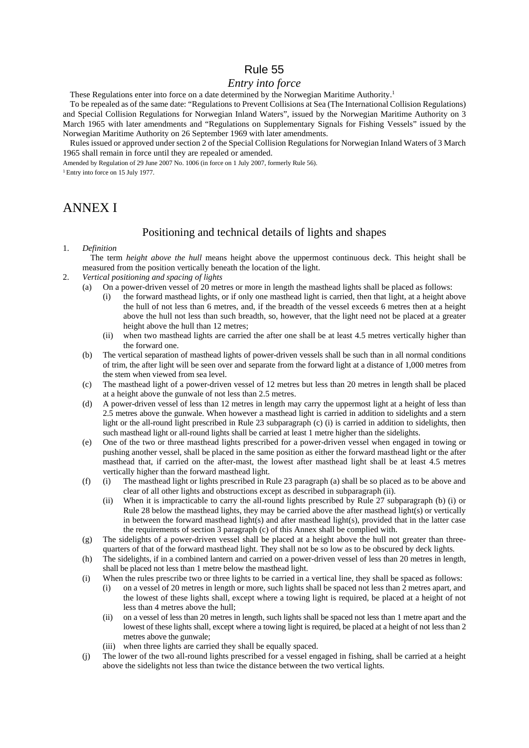## Rule 55

### *Entry into force*

These Regulations enter into force on a date determined by the Norwegian Maritime Authority.[1]

To be repealed as of the same date: "Regulations to Prevent Collisions at Sea (The International Collision Regulations) and Special Collision Regulations for Norwegian Inland Waters", issued by the Norwegian Maritime Authority on 3 March 1965 with later amendments and "Regulations on Supplementary Signals for Fishing Vessels" issued by the Norwegian Maritime Authority on 26 September 1969 with later amendments.

Rules issued or approved under section 2 of the Special Collision Regulations for Norwegian Inland Waters of 3 March 1965 shall remain in force until they are repealed or amended.

Amended by Regulation of 29 June 2007 No. 1006 (in force on 1 July 2007, formerly Rule 56).

[1] Entry into force on 15 July 1977.

# ANNEX I

## Positioning and technical details of lights and shapes

1. *Definition*

   The term *height above the hull* means height above the uppermost continuous deck. This height shall be measured from the position vertically beneath the location of the light.

2. *Vertical positioning and spacing of lights*
   - (a) On a power-driven vessel of 20 metres or more in length the masthead lights shall be placed as follows:
     - (i) the forward masthead lights, or if only one masthead light is carried, then that light, at a height above the hull of not less than 6 metres, and, if the breadth of the vessel exceeds 6 metres then at a height above the hull not less than such breadth, so, however, that the light need not be placed at a greater height above the hull than 12 metres;
     - (ii) when two masthead lights are carried the after one shall be at least 4.5 metres vertically higher than the forward one.
   - (b) The vertical separation of masthead lights of power-driven vessels shall be such than in all normal conditions of trim, the after light will be seen over and separate from the forward light at a distance of 1,000 metres from the stem when viewed from sea level.
   - (c) The masthead light of a power-driven vessel of 12 metres but less than 20 metres in length shall be placed at a height above the gunwale of not less than 2.5 metres.
   - (d) A power-driven vessel of less than 12 metres in length may carry the uppermost light at a height of less than 2.5 metres above the gunwale. When however a masthead light is carried in addition to sidelights and a stern light or the all-round light prescribed in Rule 23 subparagraph (c) (i) is carried in addition to sidelights, then such masthead light or all-round lights shall be carried at least 1 metre higher than the sidelights.
   - (e) One of the two or three masthead lights prescribed for a power-driven vessel when engaged in towing or pushing another vessel, shall be placed in the same position as either the forward masthead light or the after masthead that, if carried on the after-mast, the lowest after masthead light shall be at least 4.5 metres vertically higher than the forward masthead light.
   - (f)
     - (i) The masthead light or lights prescribed in Rule 23 paragraph (a) shall be so placed as to be above and clear of all other lights and obstructions except as described in subparagraph (ii).
     - (ii) When it is impracticable to carry the all-round lights prescribed by Rule 27 subparagraph (b) (i) or Rule 28 below the masthead lights, they may be carried above the after masthead light(s) or vertically in between the forward masthead light(s) and after masthead light(s), provided that in the latter case the requirements of section 3 paragraph (c) of this Annex shall be complied with.
   - (g) The sidelights of a power-driven vessel shall be placed at a height above the hull not greater than three-quarters of that of the forward masthead light. They shall not be so low as to be obscured by deck lights.
   - (h) The sidelights, if in a combined lantern and carried on a power-driven vessel of less than 20 metres in length, shall be placed not less than 1 metre below the masthead light.
   - (i) When the rules prescribe two or three lights to be carried in a vertical line, they shall be spaced as follows:
     - (i) on a vessel of 20 metres in length or more, such lights shall be spaced not less than 2 metres apart, and the lowest of these lights shall, except where a towing light is required, be placed at a height of not less than 4 metres above the hull;
     - (ii) on a vessel of less than 20 metres in length, such lights shall be spaced not less than 1 metre apart and the lowest of these lights shall, except where a towing light is required, be placed at a height of not less than 2 metres above the gunwale;
     - (iii) when three lights are carried they shall be equally spaced.
   - (j) The lower of the two all-round lights prescribed for a vessel engaged in fishing, shall be carried at a height above the sidelights not less than twice the distance between the two vertical lights.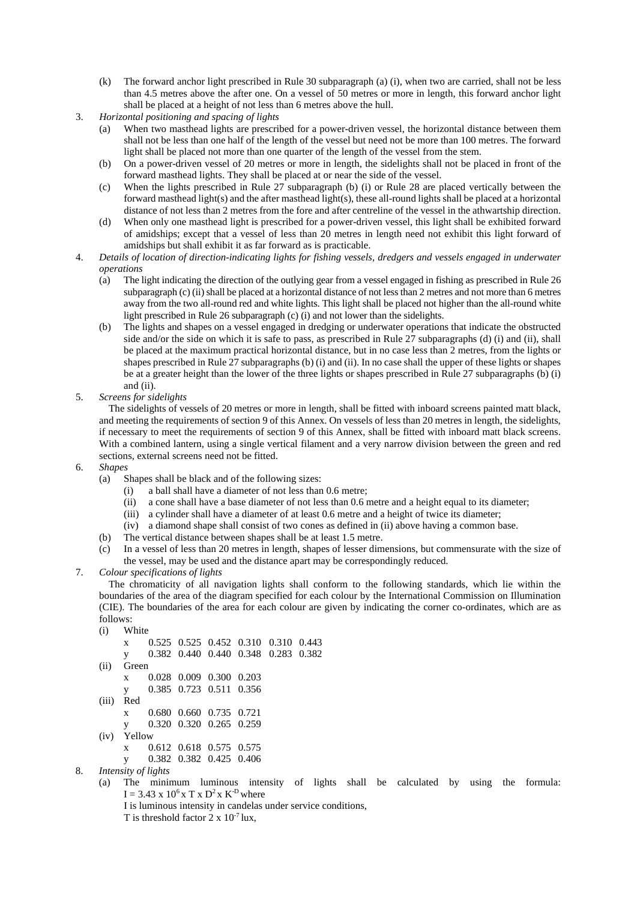(k) The forward anchor light prescribed in Rule 30 subparagraph (a) (i), when two are carried, shall not be less than 4.5 metres above the after one. On a vessel of 50 metres or more in length, this forward anchor light shall be placed at a height of not less than 6 metres above the hull.

3. *Horizontal positioning and spacing of lights*

   (a) When two masthead lights are prescribed for a power-driven vessel, the horizontal distance between them shall not be less than one half of the length of the vessel but need not be more than 100 metres. The forward light shall be placed not more than one quarter of the length of the vessel from the stem.

   (b) On a power-driven vessel of 20 metres or more in length, the sidelights shall not be placed in front of the forward masthead lights. They shall be placed at or near the side of the vessel.

   (c) When the lights prescribed in Rule 27 subparagraph (b) (i) or Rule 28 are placed vertically between the forward masthead light(s) and the after masthead light(s), these all-round lights shall be placed at a horizontal distance of not less than 2 metres from the fore and after centreline of the vessel in the athwartship direction.

   (d) When only one masthead light is prescribed for a power-driven vessel, this light shall be exhibited forward of amidships; except that a vessel of less than 20 metres in length need not exhibit this light forward of amidships but shall exhibit it as far forward as is practicable.

4. *Details of location of direction-indicating lights for fishing vessels, dredgers and vessels engaged in underwater operations*

   (a) The light indicating the direction of the outlying gear from a vessel engaged in fishing as prescribed in Rule 26 subparagraph (c) (ii) shall be placed at a horizontal distance of not less than 2 metres and not more than 6 metres away from the two all-round red and white lights. This light shall be placed not higher than the all-round white light prescribed in Rule 26 subparagraph (c) (i) and not lower than the sidelights.

   (b) The lights and shapes on a vessel engaged in dredging or underwater operations that indicate the obstructed side and/or the side on which it is safe to pass, as prescribed in Rule 27 subparagraphs (d) (i) and (ii), shall be placed at the maximum practical horizontal distance, but in no case less than 2 metres, from the lights or shapes prescribed in Rule 27 subparagraphs (b) (i) and (ii). In no case shall the upper of these lights or shapes be at a greater height than the lower of the three lights or shapes prescribed in Rule 27 subparagraphs (b) (i) and (ii).

5. *Screens for sidelights*

   The sidelights of vessels of 20 metres or more in length, shall be fitted with inboard screens painted matt black, and meeting the requirements of section 9 of this Annex. On vessels of less than 20 metres in length, the sidelights, if necessary to meet the requirements of section 9 of this Annex, shall be fitted with inboard matt black screens. With a combined lantern, using a single vertical filament and a very narrow division between the green and red sections, external screens need not be fitted.

6. *Shapes*

   (a) Shapes shall be black and of the following sizes:

      (i) a ball shall have a diameter of not less than 0.6 metre;

      (ii) a cone shall have a base diameter of not less than 0.6 metre and a height equal to its diameter;

      (iii) a cylinder shall have a diameter of at least 0.6 metre and a height of twice its diameter;

      (iv) a diamond shape shall consist of two cones as defined in (ii) above having a common base.

   (b) The vertical distance between shapes shall be at least 1.5 metre.

   (c) In a vessel of less than 20 metres in length, shapes of lesser dimensions, but commensurate with the size of the vessel, may be used and the distance apart may be correspondingly reduced.

7. *Colour specifications of lights*

   The chromaticity of all navigation lights shall conform to the following standards, which lie within the boundaries of the area of the diagram specified for each colour by the International Commission on Illumination (CIE). The boundaries of the area for each colour are given by indicating the corner co-ordinates, which are as follows:

   (i) White

   | | | | | | | |
   |---|---|---|---|---|---|---|
   | x | 0.525 | 0.525 | 0.452 | 0.310 | 0.310 | 0.443 |
   | y | 0.382 | 0.440 | 0.440 | 0.348 | 0.283 | 0.382 |

   (ii) Green

   | | | | | |
   |---|---|---|---|---|
   | x | 0.028 | 0.009 | 0.300 | 0.203 |
   | y | 0.385 | 0.723 | 0.511 | 0.356 |

   (iii) Red

   | | | | | |
   |---|---|---|---|---|
   | x | 0.680 | 0.660 | 0.735 | 0.721 |
   | y | 0.320 | 0.320 | 0.265 | 0.259 |

   (iv) Yellow

   | | | | | |
   |---|---|---|---|---|
   | x | 0.612 | 0.618 | 0.575 | 0.575 |
   | y | 0.382 | 0.382 | 0.425 | 0.406 |

8. *Intensity of lights*

   (a) The minimum luminous intensity of lights shall be calculated by using the formula: $I = 3.43 \times 10^6 \times T \times D^2 \times K^{-D}$ where

   I is luminous intensity in candelas under service conditions,

   T is threshold factor $2 \times 10^{-7}$ lux,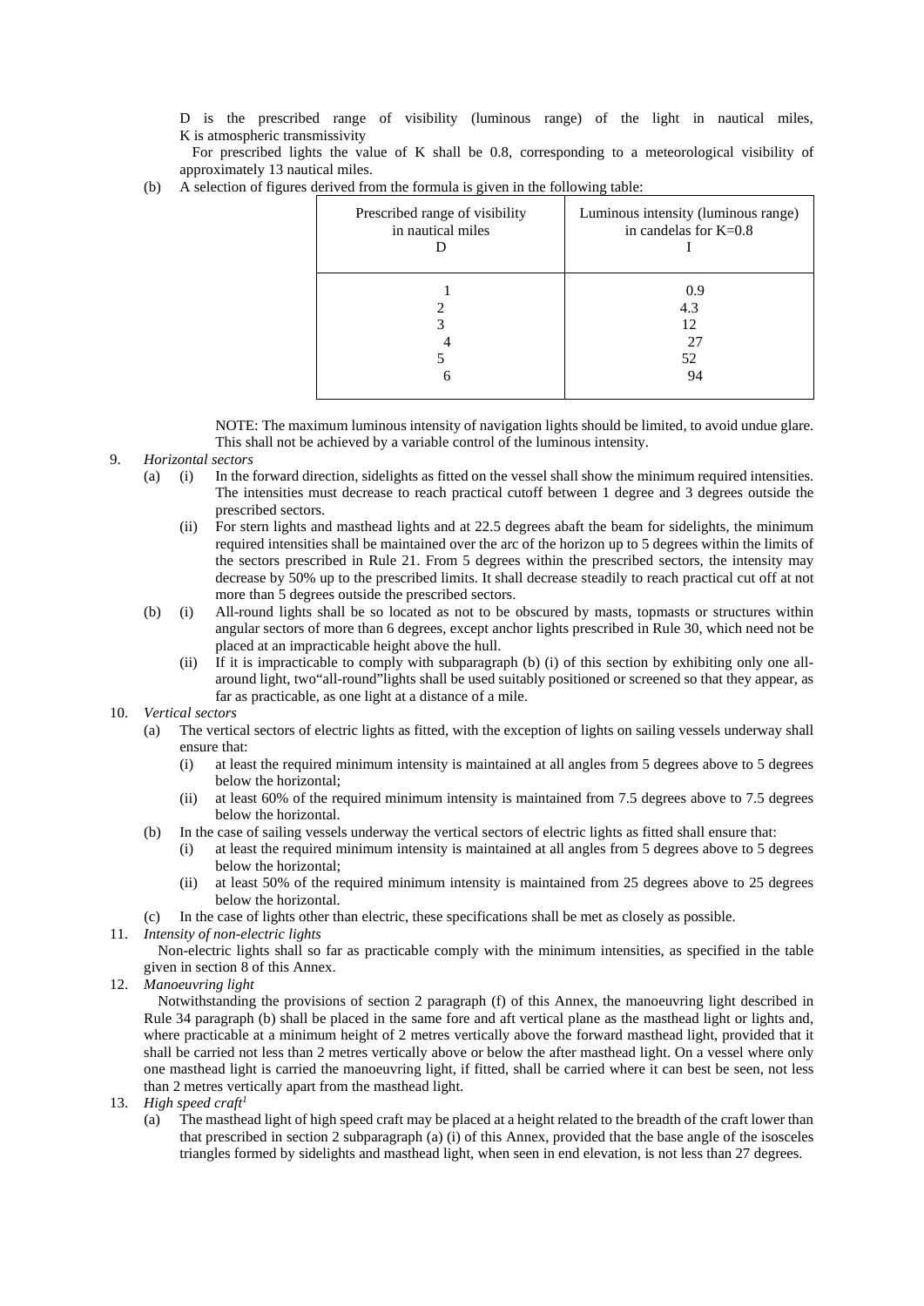D is the prescribed range of visibility (luminous range) of the light in nautical miles,
K is atmospheric transmissivity

For prescribed lights the value of K shall be 0.8, corresponding to a meteorological visibility of approximately 13 nautical miles.

(b) A selection of figures derived from the formula is given in the following table:

| Prescribed range of visibility in nautical miles D | Luminous intensity (luminous range) in candelas for K=0.8 I |
|---|---|
| 1 | 0.9 |
| 2 | 4.3 |
| 3 | 12 |
| 4 | 27 |
| 5 | 52 |
| 6 | 94 |

NOTE: The maximum luminous intensity of navigation lights should be limited, to avoid undue glare. This shall not be achieved by a variable control of the luminous intensity.

9. *Horizontal sectors*
   - (a) (i) In the forward direction, sidelights as fitted on the vessel shall show the minimum required intensities. The intensities must decrease to reach practical cutoff between 1 degree and 3 degrees outside the prescribed sectors.
     - (ii) For stern lights and masthead lights and at 22.5 degrees abaft the beam for sidelights, the minimum required intensities shall be maintained over the arc of the horizon up to 5 degrees within the limits of the sectors prescribed in Rule 21. From 5 degrees within the prescribed sectors, the intensity may decrease by 50% up to the prescribed limits. It shall decrease steadily to reach practical cut off at not more than 5 degrees outside the prescribed sectors.
   - (b) (i) All-round lights shall be so located as not to be obscured by masts, topmasts or structures within angular sectors of more than 6 degrees, except anchor lights prescribed in Rule 30, which need not be placed at an impracticable height above the hull.
     - (ii) If it is impracticable to comply with subparagraph (b) (i) of this section by exhibiting only one all-around light, two"all-round"lights shall be used suitably positioned or screened so that they appear, as far as practicable, as one light at a distance of a mile.

10. *Vertical sectors*
    - (a) The vertical sectors of electric lights as fitted, with the exception of lights on sailing vessels underway shall ensure that:
      - (i) at least the required minimum intensity is maintained at all angles from 5 degrees above to 5 degrees below the horizontal;
      - (ii) at least 60% of the required minimum intensity is maintained from 7.5 degrees above to 7.5 degrees below the horizontal.
    - (b) In the case of sailing vessels underway the vertical sectors of electric lights as fitted shall ensure that:
      - (i) at least the required minimum intensity is maintained at all angles from 5 degrees above to 5 degrees below the horizontal;
      - (ii) at least 50% of the required minimum intensity is maintained from 25 degrees above to 25 degrees below the horizontal.
    - (c) In the case of lights other than electric, these specifications shall be met as closely as possible.

11. *Intensity of non-electric lights*

    Non-electric lights shall so far as practicable comply with the minimum intensities, as specified in the table given in section 8 of this Annex.

12. *Manoeuvring light*

    Notwithstanding the provisions of section 2 paragraph (f) of this Annex, the manoeuvring light described in Rule 34 paragraph (b) shall be placed in the same fore and aft vertical plane as the masthead light or lights and, where practicable at a minimum height of 2 metres vertically above the forward masthead light, provided that it shall be carried not less than 2 metres vertically above or below the after masthead light. On a vessel where only one masthead light is carried the manoeuvring light, if fitted, shall be carried where it can best be seen, not less than 2 metres vertically apart from the masthead light.

13. *High speed craft*[1]
    - (a) The masthead light of high speed craft may be placed at a height related to the breadth of the craft lower than that prescribed in section 2 subparagraph (a) (i) of this Annex, provided that the base angle of the isosceles triangles formed by sidelights and masthead light, when seen in end elevation, is not less than 27 degrees.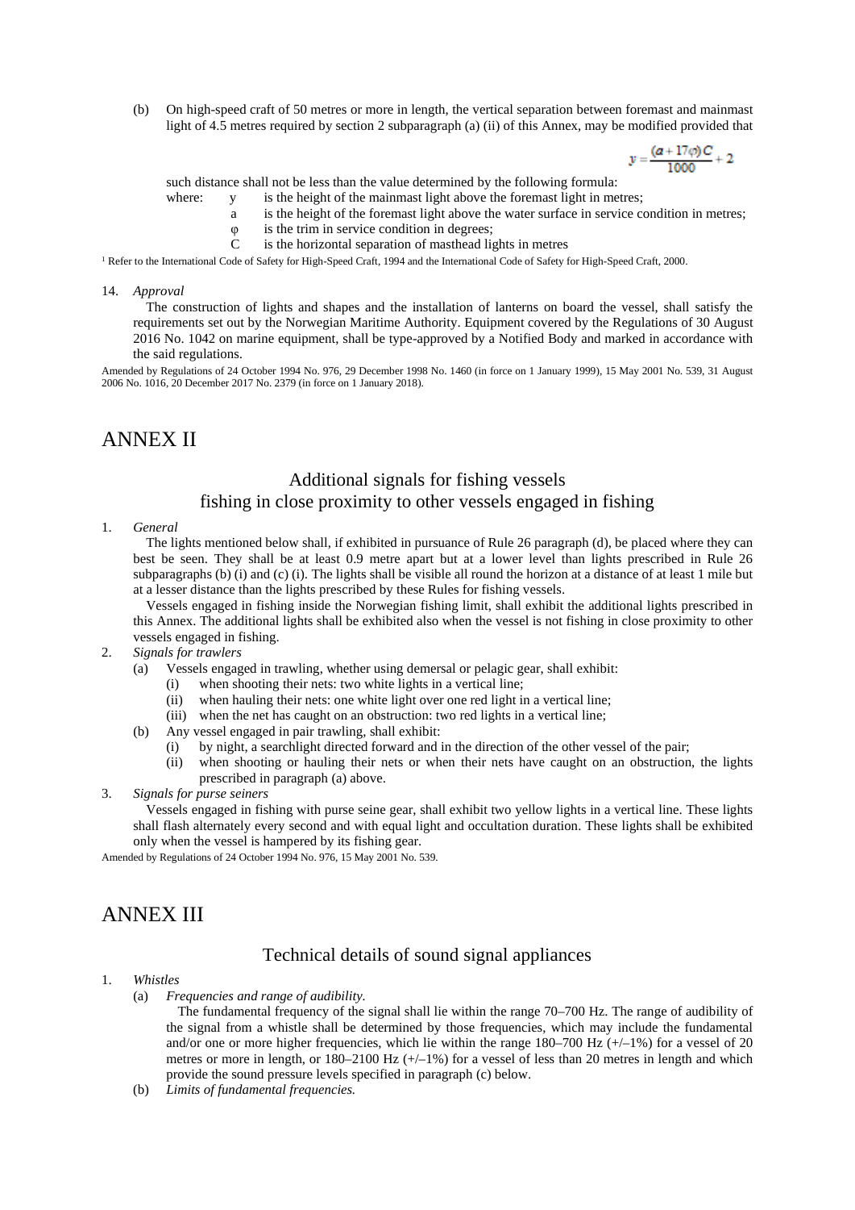(b) On high-speed craft of 50 metres or more in length, the vertical separation between foremast and mainmast light of 4.5 metres required by section 2 subparagraph (a) (ii) of this Annex, may be modified provided that such distance shall not be less than the value determined by the following formula:

$$y = \frac{(a + 17\varphi)C}{1000} + 2$$

where:
- $y$ is the height of the mainmast light above the foremast light in metres;
- $a$ is the height of the foremast light above the water surface in service condition in metres;
- $\varphi$ is the trim in service condition in degrees;
- $C$ is the horizontal separation of masthead lights in metres

[1] Refer to the International Code of Safety for High-Speed Craft, 1994 and the International Code of Safety for High-Speed Craft, 2000.

14. *Approval*

The construction of lights and shapes and the installation of lanterns on board the vessel, shall satisfy the requirements set out by the Norwegian Maritime Authority. Equipment covered by the Regulations of 30 August 2016 No. 1042 on marine equipment, shall be type-approved by a Notified Body and marked in accordance with the said regulations.

Amended by Regulations of 24 October 1994 No. 976, 29 December 1998 No. 1460 (in force on 1 January 1999), 15 May 2001 No. 539, 31 August 2006 No. 1016, 20 December 2017 No. 2379 (in force on 1 January 2018).

# ANNEX II

## Additional signals for fishing vessels fishing in close proximity to other vessels engaged in fishing

1. *General*

The lights mentioned below shall, if exhibited in pursuance of Rule 26 paragraph (d), be placed where they can best be seen. They shall be at least 0.9 metre apart but at a lower level than lights prescribed in Rule 26 subparagraphs (b) (i) and (c) (i). The lights shall be visible all round the horizon at a distance of at least 1 mile but at a lesser distance than the lights prescribed by these Rules for fishing vessels.

Vessels engaged in fishing inside the Norwegian fishing limit, shall exhibit the additional lights prescribed in this Annex. The additional lights shall be exhibited also when the vessel is not fishing in close proximity to other vessels engaged in fishing.

2. *Signals for trawlers*
   - (a) Vessels engaged in trawling, whether using demersal or pelagic gear, shall exhibit:
     - (i) when shooting their nets: two white lights in a vertical line;
     - (ii) when hauling their nets: one white light over one red light in a vertical line;
     - (iii) when the net has caught on an obstruction: two red lights in a vertical line;
   - (b) Any vessel engaged in pair trawling, shall exhibit:
     - (i) by night, a searchlight directed forward and in the direction of the other vessel of the pair;
     - (ii) when shooting or hauling their nets or when their nets have caught on an obstruction, the lights prescribed in paragraph (a) above.
3. *Signals for purse seiners*

Vessels engaged in fishing with purse seine gear, shall exhibit two yellow lights in a vertical line. These lights shall flash alternately every second and with equal light and occultation duration. These lights shall be exhibited only when the vessel is hampered by its fishing gear.

Amended by Regulations of 24 October 1994 No. 976, 15 May 2001 No. 539.

# ANNEX III

## Technical details of sound signal appliances

1. *Whistles*
   - (a) *Frequencies and range of audibility.*

     The fundamental frequency of the signal shall lie within the range 70–700 Hz. The range of audibility of the signal from a whistle shall be determined by those frequencies, which may include the fundamental and/or one or more higher frequencies, which lie within the range 180–700 Hz (+/–1%) for a vessel of 20 metres or more in length, or 180–2100 Hz (+/–1%) for a vessel of less than 20 metres in length and which provide the sound pressure levels specified in paragraph (c) below.
   - (b) *Limits of fundamental frequencies.*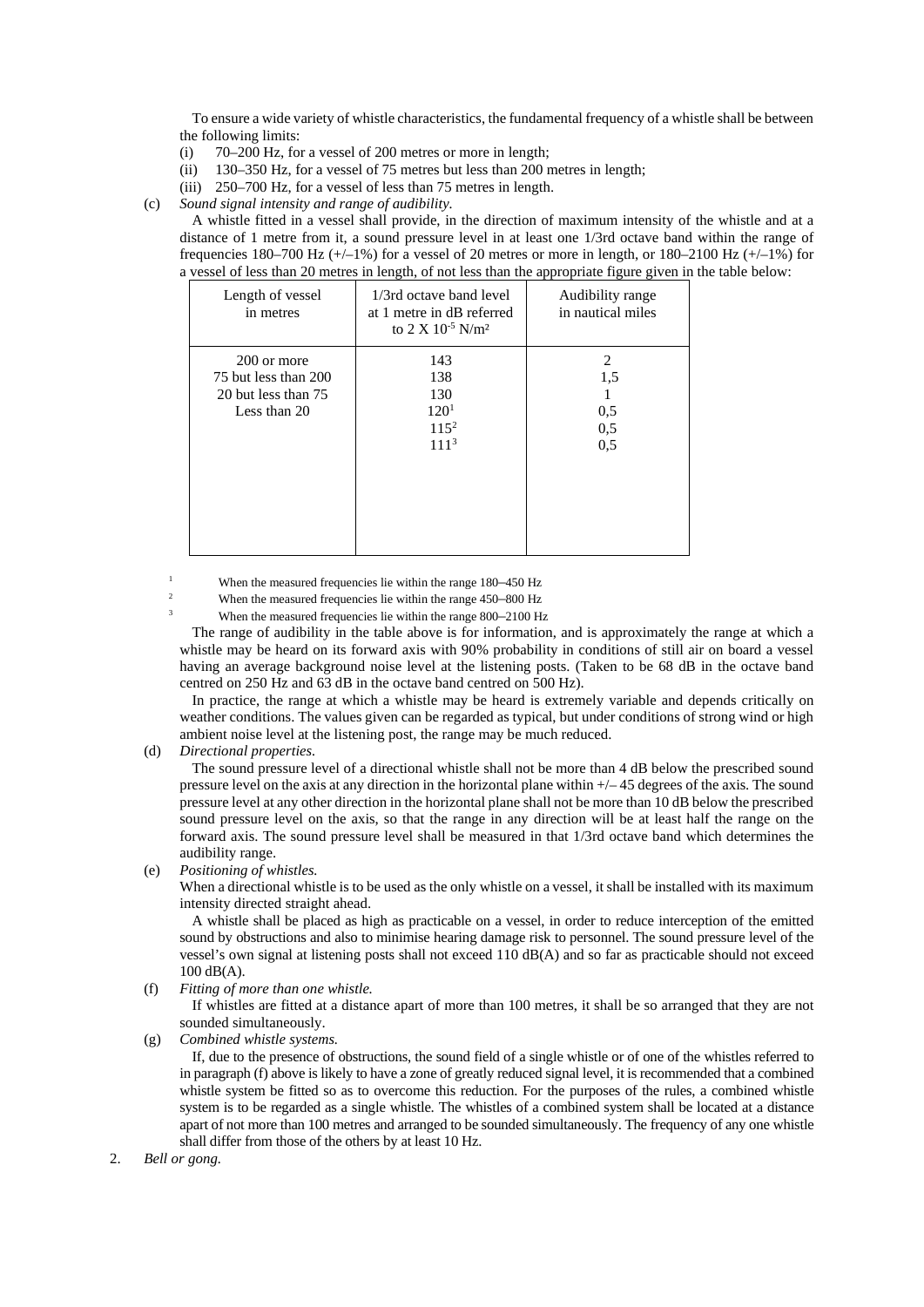To ensure a wide variety of whistle characteristics, the fundamental frequency of a whistle shall be between the following limits:

(i) 70–200 Hz, for a vessel of 200 metres or more in length;

(ii) 130–350 Hz, for a vessel of 75 metres but less than 200 metres in length;

(iii) 250–700 Hz, for a vessel of less than 75 metres in length.

(c) *Sound signal intensity and range of audibility.*

A whistle fitted in a vessel shall provide, in the direction of maximum intensity of the whistle and at a distance of 1 metre from it, a sound pressure level in at least one 1/3rd octave band within the range of frequencies 180–700 Hz (+/–1%) for a vessel of 20 metres or more in length, or 180–2100 Hz (+/–1%) for a vessel of less than 20 metres in length, of not less than the appropriate figure given in the table below:

| Length of vessel in metres | 1/3rd octave band level at 1 metre in dB referred to 2 X $10^{-5}$ N/m² | Audibility range in nautical miles |
|---|---|---|
| 200 or more | 143 | 2 |
| 75 but less than 200 | 138 | 1,5 |
| 20 but less than 75 | 130 | 1 |
| Less than 20 | 120[1] | 0,5 |
| | 115[2] | 0,5 |
| | 111[3] | 0,5 |

[1] When the measured frequencies lie within the range 180–450 Hz

[2] When the measured frequencies lie within the range 450–800 Hz

[3] When the measured frequencies lie within the range 800–2100 Hz

The range of audibility in the table above is for information, and is approximately the range at which a whistle may be heard on its forward axis with 90% probability in conditions of still air on board a vessel having an average background noise level at the listening posts. (Taken to be 68 dB in the octave band centred on 250 Hz and 63 dB in the octave band centred on 500 Hz).

In practice, the range at which a whistle may be heard is extremely variable and depends critically on weather conditions. The values given can be regarded as typical, but under conditions of strong wind or high ambient noise level at the listening post, the range may be much reduced.

(d) *Directional properties.*

The sound pressure level of a directional whistle shall not be more than 4 dB below the prescribed sound pressure level on the axis at any direction in the horizontal plane within +/– 45 degrees of the axis. The sound pressure level at any other direction in the horizontal plane shall not be more than 10 dB below the prescribed sound pressure level on the axis, so that the range in any direction will be at least half the range on the forward axis. The sound pressure level shall be measured in that 1/3rd octave band which determines the audibility range.

(e) *Positioning of whistles.*

When a directional whistle is to be used as the only whistle on a vessel, it shall be installed with its maximum intensity directed straight ahead.

A whistle shall be placed as high as practicable on a vessel, in order to reduce interception of the emitted sound by obstructions and also to minimise hearing damage risk to personnel. The sound pressure level of the vessel's own signal at listening posts shall not exceed 110 dB(A) and so far as practicable should not exceed 100 dB(A).

(f) *Fitting of more than one whistle.*

If whistles are fitted at a distance apart of more than 100 metres, it shall be so arranged that they are not sounded simultaneously.

(g) *Combined whistle systems.*

If, due to the presence of obstructions, the sound field of a single whistle or of one of the whistles referred to in paragraph (f) above is likely to have a zone of greatly reduced signal level, it is recommended that a combined whistle system be fitted so as to overcome this reduction. For the purposes of the rules, a combined whistle system is to be regarded as a single whistle. The whistles of a combined system shall be located at a distance apart of not more than 100 metres and arranged to be sounded simultaneously. The frequency of any one whistle shall differ from those of the others by at least 10 Hz.

2. *Bell or gong.*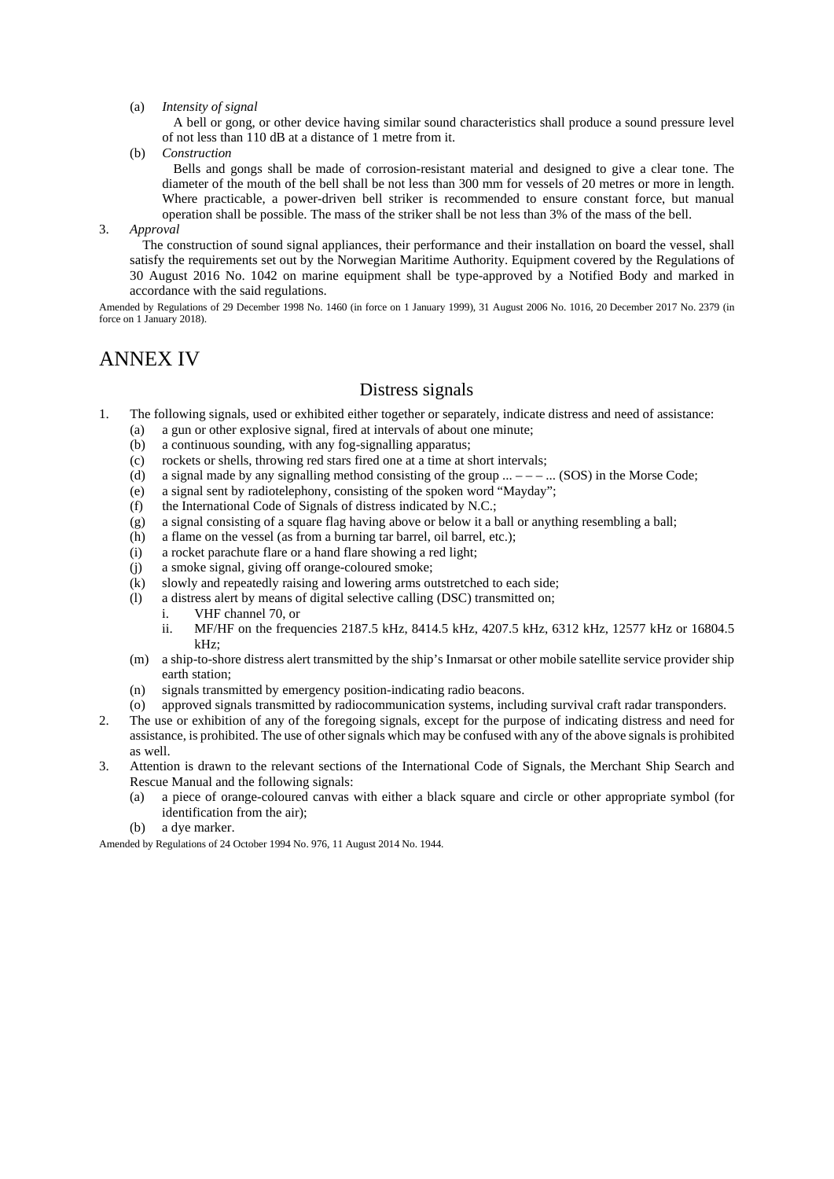(a) *Intensity of signal*

A bell or gong, or other device having similar sound characteristics shall produce a sound pressure level of not less than 110 dB at a distance of 1 metre from it.

(b) *Construction*

Bells and gongs shall be made of corrosion-resistant material and designed to give a clear tone. The diameter of the mouth of the bell shall be not less than 300 mm for vessels of 20 metres or more in length. Where practicable, a power-driven bell striker is recommended to ensure constant force, but manual operation shall be possible. The mass of the striker shall be not less than 3% of the mass of the bell.

3. *Approval*

The construction of sound signal appliances, their performance and their installation on board the vessel, shall satisfy the requirements set out by the Norwegian Maritime Authority. Equipment covered by the Regulations of 30 August 2016 No. 1042 on marine equipment shall be type-approved by a Notified Body and marked in accordance with the said regulations.

Amended by Regulations of 29 December 1998 No. 1460 (in force on 1 January 1999), 31 August 2006 No. 1016, 20 December 2017 No. 2379 (in force on 1 January 2018).

# ANNEX IV

## Distress signals

1. The following signals, used or exhibited either together or separately, indicate distress and need of assistance:
   - (a) a gun or other explosive signal, fired at intervals of about one minute;
   - (b) a continuous sounding, with any fog-signalling apparatus;
   - (c) rockets or shells, throwing red stars fired one at a time at short intervals;
   - (d) a signal made by any signalling method consisting of the group ... – – – ... (SOS) in the Morse Code;
   - (e) a signal sent by radiotelephony, consisting of the spoken word "Mayday";
   - (f) the International Code of Signals of distress indicated by N.C.;
   - (g) a signal consisting of a square flag having above or below it a ball or anything resembling a ball;
   - (h) a flame on the vessel (as from a burning tar barrel, oil barrel, etc.);
   - (i) a rocket parachute flare or a hand flare showing a red light;
   - (j) a smoke signal, giving off orange-coloured smoke;
   - (k) slowly and repeatedly raising and lowering arms outstretched to each side;
   - (l) a distress alert by means of digital selective calling (DSC) transmitted on;
     - i. VHF channel 70, or
     - ii. MF/HF on the frequencies 2187.5 kHz, 8414.5 kHz, 4207.5 kHz, 6312 kHz, 12577 kHz or 16804.5 kHz;
   - (m) a ship-to-shore distress alert transmitted by the ship's Inmarsat or other mobile satellite service provider ship earth station;
   - (n) signals transmitted by emergency position-indicating radio beacons.
   - (o) approved signals transmitted by radiocommunication systems, including survival craft radar transponders.
2. The use or exhibition of any of the foregoing signals, except for the purpose of indicating distress and need for assistance, is prohibited. The use of other signals which may be confused with any of the above signals is prohibited as well.
3. Attention is drawn to the relevant sections of the International Code of Signals, the Merchant Ship Search and Rescue Manual and the following signals:
   - (a) a piece of orange-coloured canvas with either a black square and circle or other appropriate symbol (for identification from the air);
   - (b) a dye marker.

Amended by Regulations of 24 October 1994 No. 976, 11 August 2014 No. 1944.